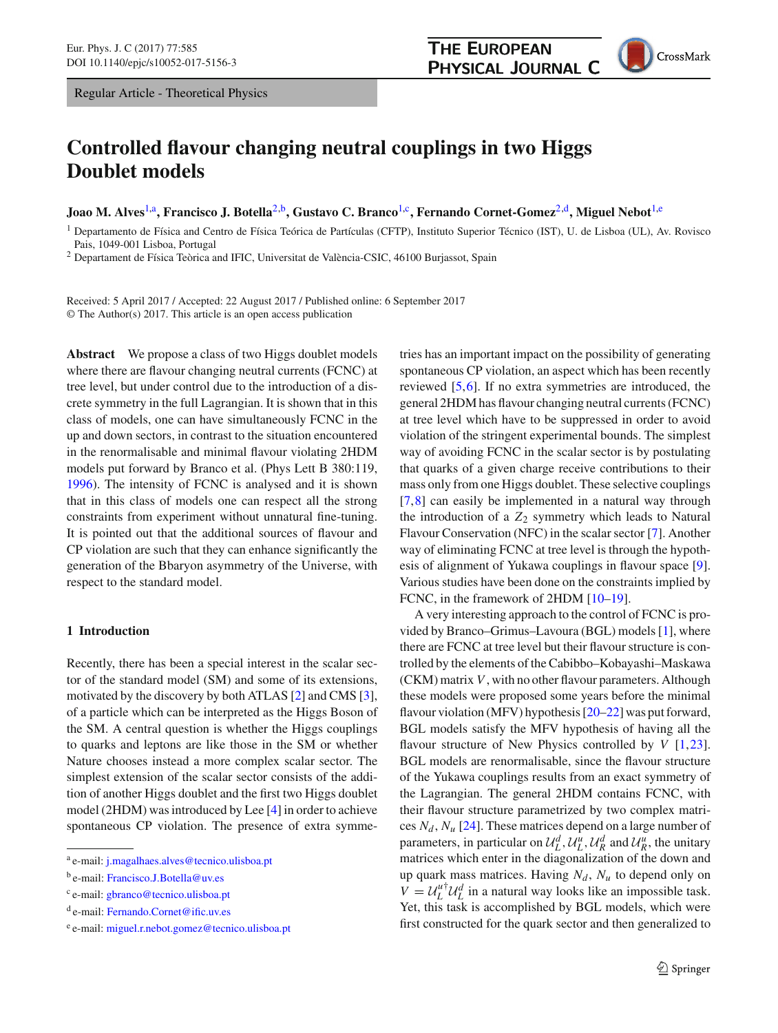Regular Article - Theoretical Physics

# Controlled flavour changing neutral couplings in two Higgs Doublet models

**Joao M. Alves**[1,a], **Francisco J. Botella**[2,b], **Gustavo C. Branco**[1,c], **Fernando Cornet-Gomez**[2,d], **Miguel Nebot**[1,e]

[1] Departamento de Física and Centro de Física Teórica de Partículas (CFTP), Instituto Superior Técnico (IST), U. de Lisboa (UL), Av. Rovisco Pais, 1049-001 Lisboa, Portugal

[2] Departament de Física Tèorica and IFIC, Universitat de València-CSIC, 46100 Burjassot, Spain

Received: 5 April 2017 / Accepted: 22 August 2017 / Published online: 6 September 2017
© The Author(s) 2017. This article is an open access publication

**Abstract** We propose a class of two Higgs doublet models where there are flavour changing neutral currents (FCNC) at tree level, but under control due to the introduction of a discrete symmetry in the full Lagrangian. It is shown that in this class of models, one can have simultaneously FCNC in the up and down sectors, in contrast to the situation encountered in the renormalisable and minimal flavour violating 2HDM models put forward by Branco et al. (Phys Lett B 380:119, 1996). The intensity of FCNC is analysed and it is shown that in this class of models one can respect all the strong constraints from experiment without unnatural fine-tuning. It is pointed out that the additional sources of flavour and CP violation are such that they can enhance significantly the generation of the Bbaryon asymmetry of the Universe, with respect to the standard model.

## 1 Introduction

Recently, there has been a special interest in the scalar sector of the standard model (SM) and some of its extensions, motivated by the discovery by both ATLAS [2] and CMS [3], of a particle which can be interpreted as the Higgs Boson of the SM. A central question is whether the Higgs couplings to quarks and leptons are like those in the SM or whether Nature chooses instead a more complex scalar sector. The simplest extension of the scalar sector consists of the addition of another Higgs doublet and the first two Higgs doublet model (2HDM) was introduced by Lee [4] in order to achieve spontaneous CP violation. The presence of extra symmetries has an important impact on the possibility of generating spontaneous CP violation, an aspect which has been recently reviewed [5,6]. If no extra symmetries are introduced, the general 2HDM has flavour changing neutral currents (FCNC) at tree level which have to be suppressed in order to avoid violation of the stringent experimental bounds. The simplest way of avoiding FCNC in the scalar sector is by postulating that quarks of a given charge receive contributions to their mass only from one Higgs doublet. These selective couplings [7,8] can easily be implemented in a natural way through the introduction of a $Z_2$ symmetry which leads to Natural Flavour Conservation (NFC) in the scalar sector [7]. Another way of eliminating FCNC at tree level is through the hypothesis of alignment of Yukawa couplings in flavour space [9]. Various studies have been done on the constraints implied by FCNC, in the framework of 2HDM [10–19].

A very interesting approach to the control of FCNC is provided by Branco–Grimus–Lavoura (BGL) models [1], where there are FCNC at tree level but their flavour structure is controlled by the elements of the Cabibbo–Kobayashi–Maskawa (CKM) matrix $V$, with no other flavour parameters. Although these models were proposed some years before the minimal flavour violation (MFV) hypothesis [20–22] was put forward, BGL models satisfy the MFV hypothesis of having all the flavour structure of New Physics controlled by $V$ [1,23]. BGL models are renormalisable, since the flavour structure of the Yukawa couplings results from an exact symmetry of the Lagrangian. The general 2HDM contains FCNC, with their flavour structure parametrized by two complex matrices $N_d$, $N_u$ [24]. These matrices depend on a large number of parameters, in particular on $\mathcal{U}_L^d, \mathcal{U}_L^u, \mathcal{U}_R^d$ and $\mathcal{U}_R^u$, the unitary matrices which enter in the diagonalization of the down and up quark mass matrices. Having $N_d$, $N_u$ to depend only on $V = \mathcal{U}_L^{u\dagger}\mathcal{U}_L^d$ in a natural way looks like an impossible task. Yet, this task is accomplished by BGL models, which were first constructed for the quark sector and then generalized to

---

[a] e-mail: j.magalhaes.alves@tecnico.ulisboa.pt

[b] e-mail: Francisco.J.Botella@uv.es

[c] e-mail: gbranco@tecnico.ulisboa.pt

[d] e-mail: Fernando.Cornet@ific.uv.es

[e] e-mail: miguel.r.nebot.gomez@tecnico.ulisboa.pt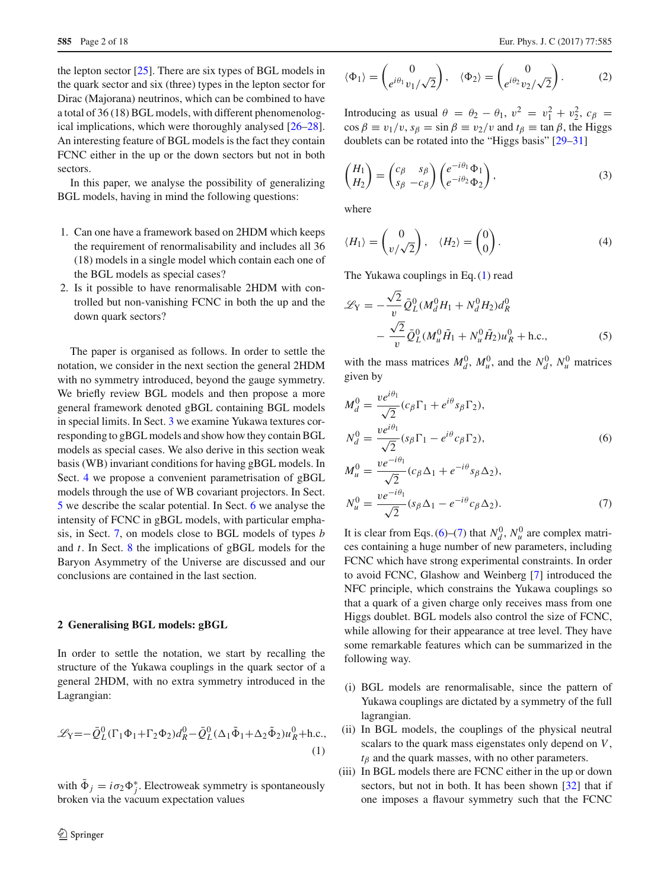the lepton sector [25]. There are six types of BGL models in the quark sector and six (three) types in the lepton sector for Dirac (Majorana) neutrinos, which can be combined to have a total of 36 (18) BGL models, with different phenomenological implications, which were thoroughly analysed [26–28]. An interesting feature of BGL models is the fact they contain FCNC either in the up or the down sectors but not in both sectors.

In this paper, we analyse the possibility of generalizing BGL models, having in mind the following questions:

1. Can one have a framework based on 2HDM which keeps the requirement of renormalisability and includes all 36 (18) models in a single model which contain each one of the BGL models as special cases?
2. Is it possible to have renormalisable 2HDM with controlled but non-vanishing FCNC in both the up and the down quark sectors?

The paper is organised as follows. In order to settle the notation, we consider in the next section the general 2HDM with no symmetry introduced, beyond the gauge symmetry. We briefly review BGL models and then propose a more general framework denoted gBGL containing BGL models in special limits. In Sect. 3 we examine Yukawa textures corresponding to gBGL models and show how they contain BGL models as special cases. We also derive in this section weak basis (WB) invariant conditions for having gBGL models. In Sect. 4 we propose a convenient parametrisation of gBGL models through the use of WB covariant projectors. In Sect. 5 we describe the scalar potential. In Sect. 6 we analyse the intensity of FCNC in gBGL models, with particular emphasis, in Sect. 7, on models close to BGL models of types $b$ and $t$. In Sect. 8 the implications of gBGL models for the Baryon Asymmetry of the Universe are discussed and our conclusions are contained in the last section.

## 2 Generalising BGL models: gBGL

In order to settle the notation, we start by recalling the structure of the Yukawa couplings in the quark sector of a general 2HDM, with no extra symmetry introduced in the Lagrangian:

$$\mathscr{L}_{\mathrm{Y}} = -\bar{Q}_L^0(\Gamma_1\Phi_1+\Gamma_2\Phi_2)d_R^0 - \bar{Q}_L^0(\Delta_1\tilde{\Phi}_1+\Delta_2\tilde{\Phi}_2)u_R^0 + \text{h.c.}, \tag{1}$$

with $\tilde{\Phi}_j = i\sigma_2\Phi_j^*$. Electroweak symmetry is spontaneously broken via the vacuum expectation values

$$\langle\Phi_1\rangle = \begin{pmatrix} 0 \\ e^{i\theta_1}v_1/\sqrt{2}\end{pmatrix}, \quad \langle\Phi_2\rangle = \begin{pmatrix} 0 \\ e^{i\theta_2}v_2/\sqrt{2}\end{pmatrix}. \tag{2}$$

Introducing as usual $\theta = \theta_2 - \theta_1$, $v^2 = v_1^2 + v_2^2$, $c_\beta = \cos\beta \equiv v_1/v$, $s_\beta = \sin\beta \equiv v_2/v$ and $t_\beta \equiv \tan\beta$, the Higgs doublets can be rotated into the "Higgs basis" [29–31]

$$\begin{pmatrix} H_1 \\ H_2 \end{pmatrix} = \begin{pmatrix} c_\beta & s_\beta \\ s_\beta & -c_\beta \end{pmatrix}\begin{pmatrix} e^{-i\theta_1}\Phi_1 \\ e^{-i\theta_2}\Phi_2 \end{pmatrix}, \tag{3}$$

where

$$\langle H_1\rangle = \begin{pmatrix} 0 \\ v/\sqrt{2}\end{pmatrix}, \quad \langle H_2\rangle = \begin{pmatrix} 0 \\ 0\end{pmatrix}. \tag{4}$$

The Yukawa couplings in Eq. (1) read

$$\begin{aligned}\mathscr{L}_{\mathrm{Y}} = &-\frac{\sqrt{2}}{v}\bar{Q}_L^0(M_d^0H_1 + N_d^0H_2)d_R^0 \\ &-\frac{\sqrt{2}}{v}\bar{Q}_L^0(M_u^0\tilde{H}_1 + N_u^0\tilde{H}_2)u_R^0 + \text{h.c.},\end{aligned} \tag{5}$$

with the mass matrices $M_d^0$, $M_u^0$, and the $N_d^0$, $N_u^0$ matrices given by

$$\begin{aligned} M_d^0 &= \frac{ve^{i\theta_1}}{\sqrt{2}}(c_\beta\Gamma_1 + e^{i\theta}s_\beta\Gamma_2), \\ N_d^0 &= \frac{ve^{i\theta_1}}{\sqrt{2}}(s_\beta\Gamma_1 - e^{i\theta}c_\beta\Gamma_2), \end{aligned} \tag{6}$$

$$\begin{aligned} M_u^0 &= \frac{ve^{-i\theta_1}}{\sqrt{2}}(c_\beta\Delta_1 + e^{-i\theta}s_\beta\Delta_2), \\ N_u^0 &= \frac{ve^{-i\theta_1}}{\sqrt{2}}(s_\beta\Delta_1 - e^{-i\theta}c_\beta\Delta_2). \end{aligned} \tag{7}$$

It is clear from Eqs. (6)–(7) that $N_d^0$, $N_u^0$ are complex matrices containing a huge number of new parameters, including FCNC which have strong experimental constraints. In order to avoid FCNC, Glashow and Weinberg [7] introduced the NFC principle, which constrains the Yukawa couplings so that a quark of a given charge only receives mass from one Higgs doublet. BGL models also control the size of FCNC, while allowing for their appearance at tree level. They have some remarkable features which can be summarized in the following way.

- (i) BGL models are renormalisable, since the pattern of Yukawa couplings are dictated by a symmetry of the full lagrangian.
- (ii) In BGL models, the couplings of the physical neutral scalars to the quark mass eigenstates only depend on $V$, $t_\beta$ and the quark masses, with no other parameters.
- (iii) In BGL models there are FCNC either in the up or down sectors, but not in both. It has been shown [32] that if one imposes a flavour symmetry such that the FCNC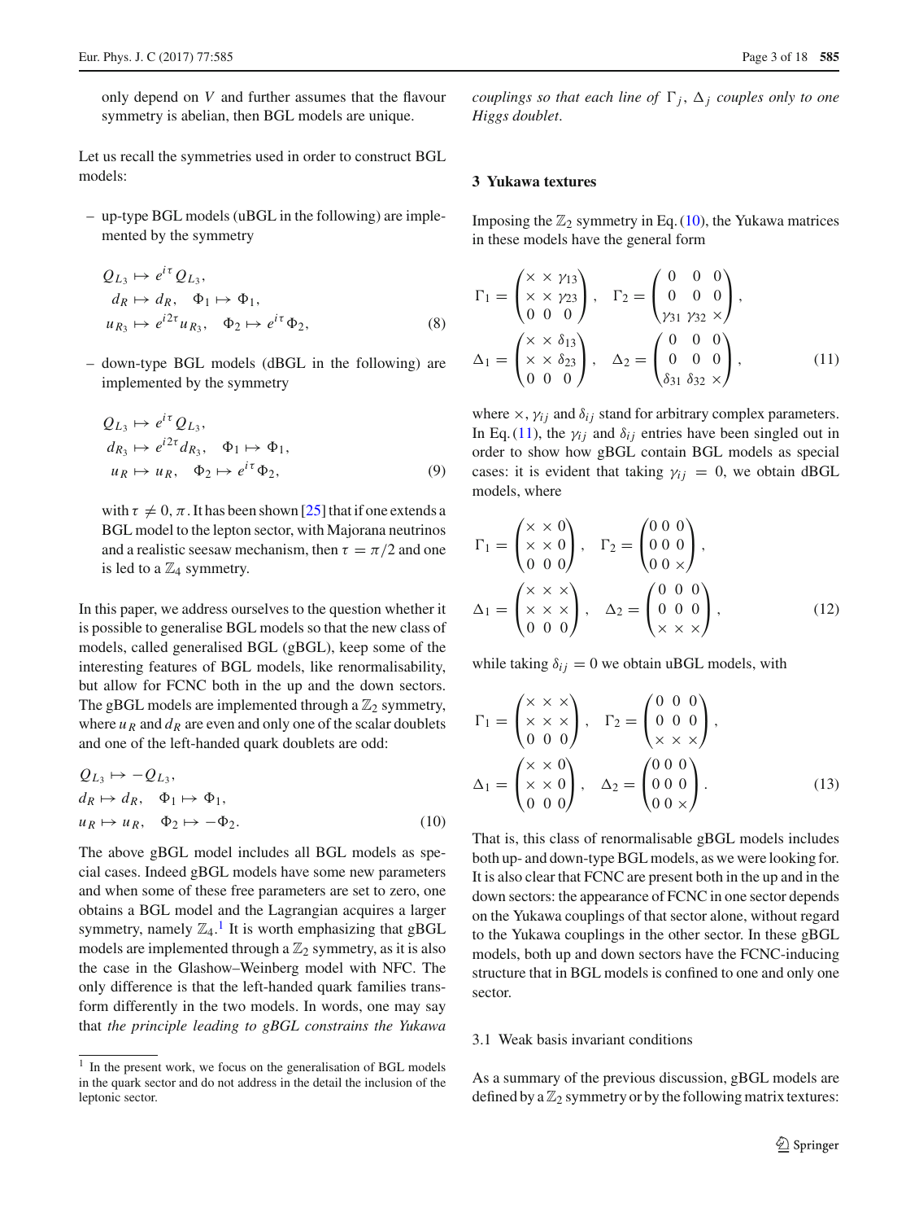only depend on $V$ and further assumes that the flavour symmetry is abelian, then BGL models are unique.

Let us recall the symmetries used in order to construct BGL models:

– up-type BGL models (uBGL in the following) are implemented by the symmetry

$$
\begin{aligned}
&Q_{L_3} \mapsto e^{i\tau} Q_{L_3},\\
&d_R \mapsto d_R, \quad \Phi_1 \mapsto \Phi_1,\\
&u_{R_3} \mapsto e^{i2\tau} u_{R_3}, \quad \Phi_2 \mapsto e^{i\tau}\Phi_2,
\end{aligned} \tag{8}
$$

– down-type BGL models (dBGL in the following) are implemented by the symmetry

$$
\begin{aligned}
&Q_{L_3} \mapsto e^{i\tau} Q_{L_3},\\
&d_{R_3} \mapsto e^{i2\tau} d_{R_3}, \quad \Phi_1 \mapsto \Phi_1,\\
&u_R \mapsto u_R, \quad \Phi_2 \mapsto e^{i\tau}\Phi_2,
\end{aligned} \tag{9}
$$

with $\tau \neq 0, \pi$. It has been shown [25] that if one extends a BGL model to the lepton sector, with Majorana neutrinos and a realistic seesaw mechanism, then $\tau = \pi/2$ and one is led to a $\mathbb{Z}_4$ symmetry.

In this paper, we address ourselves to the question whether it is possible to generalise BGL models so that the new class of models, called generalised BGL (gBGL), keep some of the interesting features of BGL models, like renormalisability, but allow for FCNC both in the up and the down sectors. The gBGL models are implemented through a $\mathbb{Z}_2$ symmetry, where $u_R$ and $d_R$ are even and only one of the scalar doublets and one of the left-handed quark doublets are odd:

$$
\begin{aligned}
&Q_{L_3} \mapsto -Q_{L_3},\\
&d_R \mapsto d_R, \quad \Phi_1 \mapsto \Phi_1,\\
&u_R \mapsto u_R, \quad \Phi_2 \mapsto -\Phi_2.
\end{aligned} \tag{10}
$$

The above gBGL model includes all BGL models as special cases. Indeed gBGL models have some new parameters and when some of these free parameters are set to zero, one obtains a BGL model and the Lagrangian acquires a larger symmetry, namely $\mathbb{Z}_4$.[1] It is worth emphasizing that gBGL models are implemented through a $\mathbb{Z}_2$ symmetry, as it is also the case in the Glashow–Weinberg model with NFC. The only difference is that the left-handed quark families transform differently in the two models. In words, one may say that *the principle leading to gBGL constrains the Yukawa couplings so that each line of $\Gamma_j$, $\Delta_j$ couples only to one Higgs doublet*.

[1] In the present work, we focus on the generalisation of BGL models in the quark sector and do not address in the detail the inclusion of the leptonic sector.

## 3 Yukawa textures

Imposing the $\mathbb{Z}_2$ symmetry in Eq. (10), the Yukawa matrices in these models have the general form

$$
\begin{aligned}
\Gamma_1 &= \begin{pmatrix} \times & \times & \gamma_{13} \\ \times & \times & \gamma_{23} \\ 0 & 0 & 0 \end{pmatrix}, \quad
\Gamma_2 = \begin{pmatrix} 0 & 0 & 0 \\ 0 & 0 & 0 \\ \gamma_{31} & \gamma_{32} & \times \end{pmatrix},\\
\Delta_1 &= \begin{pmatrix} \times & \times & \delta_{13} \\ \times & \times & \delta_{23} \\ 0 & 0 & 0 \end{pmatrix}, \quad
\Delta_2 = \begin{pmatrix} 0 & 0 & 0 \\ 0 & 0 & 0 \\ \delta_{31} & \delta_{32} & \times \end{pmatrix},
\end{aligned} \tag{11}
$$

where $\times$, $\gamma_{ij}$ and $\delta_{ij}$ stand for arbitrary complex parameters. In Eq. (11), the $\gamma_{ij}$ and $\delta_{ij}$ entries have been singled out in order to show how gBGL contain BGL models as special cases: it is evident that taking $\gamma_{ij} = 0$, we obtain dBGL models, where

$$
\begin{aligned}
\Gamma_1 &= \begin{pmatrix} \times & \times & 0 \\ \times & \times & 0 \\ 0 & 0 & 0 \end{pmatrix}, \quad
\Gamma_2 = \begin{pmatrix} 0 & 0 & 0 \\ 0 & 0 & 0 \\ 0 & 0 & \times \end{pmatrix},\\
\Delta_1 &= \begin{pmatrix} \times & \times & \times \\ \times & \times & \times \\ 0 & 0 & 0 \end{pmatrix}, \quad
\Delta_2 = \begin{pmatrix} 0 & 0 & 0 \\ 0 & 0 & 0 \\ \times & \times & \times \end{pmatrix},
\end{aligned} \tag{12}
$$

while taking $\delta_{ij} = 0$ we obtain uBGL models, with

$$
\begin{aligned}
\Gamma_1 &= \begin{pmatrix} \times & \times & \times \\ \times & \times & \times \\ 0 & 0 & 0 \end{pmatrix}, \quad
\Gamma_2 = \begin{pmatrix} 0 & 0 & 0 \\ 0 & 0 & 0 \\ \times & \times & \times \end{pmatrix},\\
\Delta_1 &= \begin{pmatrix} \times & \times & 0 \\ \times & \times & 0 \\ 0 & 0 & 0 \end{pmatrix}, \quad
\Delta_2 = \begin{pmatrix} 0 & 0 & 0 \\ 0 & 0 & 0 \\ 0 & 0 & \times \end{pmatrix}.
\end{aligned} \tag{13}
$$

That is, this class of renormalisable gBGL models includes both up- and down-type BGL models, as we were looking for. It is also clear that FCNC are present both in the up and in the down sectors: the appearance of FCNC in one sector depends on the Yukawa couplings of that sector alone, without regard to the Yukawa couplings in the other sector. In these gBGL models, both up and down sectors have the FCNC-inducing structure that in BGL models is confined to one and only one sector.

### 3.1 Weak basis invariant conditions

As a summary of the previous discussion, gBGL models are defined by a $\mathbb{Z}_2$ symmetry or by the following matrix textures: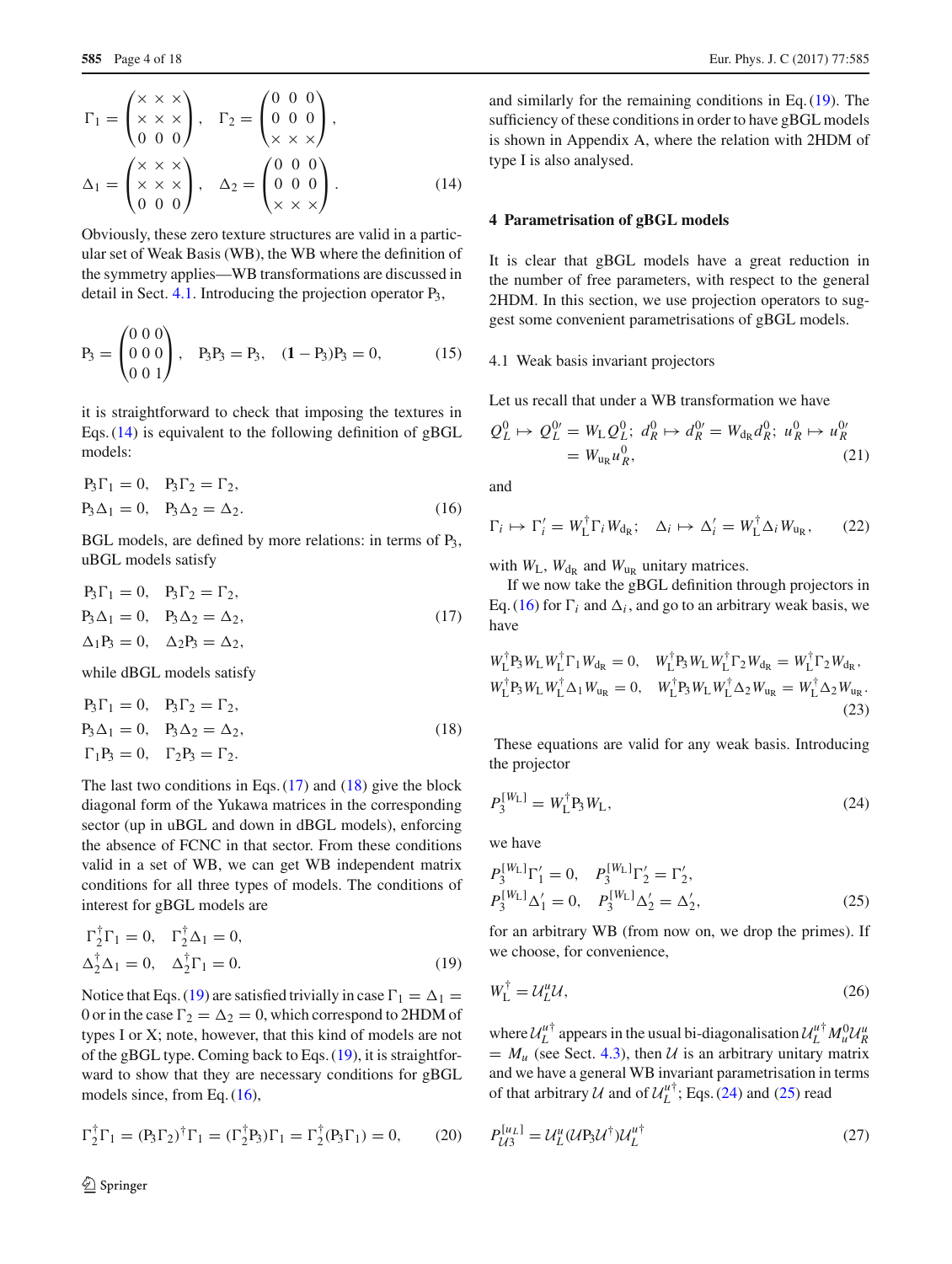$$\Gamma_1 = \begin{pmatrix} \times & \times & \times \\ \times & \times & \times \\ 0 & 0 & 0 \end{pmatrix}, \quad \Gamma_2 = \begin{pmatrix} 0 & 0 & 0 \\ 0 & 0 & 0 \\ \times & \times & \times \end{pmatrix},$$

$$\Delta_1 = \begin{pmatrix} \times & \times & \times \\ \times & \times & \times \\ 0 & 0 & 0 \end{pmatrix}, \quad \Delta_2 = \begin{pmatrix} 0 & 0 & 0 \\ 0 & 0 & 0 \\ \times & \times & \times \end{pmatrix}. \tag{14}$$

Obviously, these zero texture structures are valid in a particular set of Weak Basis (WB), the WB where the definition of the symmetry applies—WB transformations are discussed in detail in Sect. 4.1. Introducing the projection operator $\mathrm{P}_3$,

$$\mathrm{P}_3 = \begin{pmatrix} 0 & 0 & 0 \\ 0 & 0 & 0 \\ 0 & 0 & 1 \end{pmatrix}, \quad \mathrm{P}_3\mathrm{P}_3 = \mathrm{P}_3, \quad (\mathbf{1} - \mathrm{P}_3)\mathrm{P}_3 = 0, \tag{15}$$

it is straightforward to check that imposing the textures in Eqs. (14) is equivalent to the following definition of gBGL models:

$$\begin{aligned} &\mathrm{P}_3\Gamma_1 = 0, \quad \mathrm{P}_3\Gamma_2 = \Gamma_2, \\ &\mathrm{P}_3\Delta_1 = 0, \quad \mathrm{P}_3\Delta_2 = \Delta_2. \end{aligned} \tag{16}$$

BGL models, are defined by more relations: in terms of $\mathrm{P}_3$, uBGL models satisfy

$$\begin{aligned} &\mathrm{P}_3\Gamma_1 = 0, \quad \mathrm{P}_3\Gamma_2 = \Gamma_2, \\ &\mathrm{P}_3\Delta_1 = 0, \quad \mathrm{P}_3\Delta_2 = \Delta_2, \\ &\Delta_1\mathrm{P}_3 = 0, \quad \Delta_2\mathrm{P}_3 = \Delta_2, \end{aligned} \tag{17}$$

while dBGL models satisfy

$$\begin{aligned} &\mathrm{P}_3\Gamma_1 = 0, \quad \mathrm{P}_3\Gamma_2 = \Gamma_2, \\ &\mathrm{P}_3\Delta_1 = 0, \quad \mathrm{P}_3\Delta_2 = \Delta_2, \\ &\Gamma_1\mathrm{P}_3 = 0, \quad \Gamma_2\mathrm{P}_3 = \Gamma_2. \end{aligned} \tag{18}$$

The last two conditions in Eqs. (17) and (18) give the block diagonal form of the Yukawa matrices in the corresponding sector (up in uBGL and down in dBGL models), enforcing the absence of FCNC in that sector. From these conditions valid in a set of WB, we can get WB independent matrix conditions for all three types of models. The conditions of interest for gBGL models are

$$\begin{aligned} &\Gamma_2^\dagger\Gamma_1 = 0, \quad \Gamma_2^\dagger\Delta_1 = 0, \\ &\Delta_2^\dagger\Delta_1 = 0, \quad \Delta_2^\dagger\Gamma_1 = 0. \end{aligned} \tag{19}$$

Notice that Eqs. (19) are satisfied trivially in case $\Gamma_1 = \Delta_1 = 0$ or in the case $\Gamma_2 = \Delta_2 = 0$, which correspond to 2HDM of types I or X; note, however, that this kind of models are not of the gBGL type. Coming back to Eqs. (19), it is straightforward to show that they are necessary conditions for gBGL models since, from Eq. (16),

$$\Gamma_2^\dagger\Gamma_1 = (\mathrm{P}_3\Gamma_2)^\dagger\Gamma_1 = (\Gamma_2^\dagger\mathrm{P}_3)\Gamma_1 = \Gamma_2^\dagger(\mathrm{P}_3\Gamma_1) = 0, \tag{20}$$

and similarly for the remaining conditions in Eq. (19). The sufficiency of these conditions in order to have gBGL models is shown in Appendix A, where the relation with 2HDM of type I is also analysed.

## 4 Parametrisation of gBGL models

It is clear that gBGL models have a great reduction in the number of free parameters, with respect to the general 2HDM. In this section, we use projection operators to suggest some convenient parametrisations of gBGL models.

### 4.1 Weak basis invariant projectors

Let us recall that under a WB transformation we have

$$Q_L^0 \mapsto Q_L^{0\prime} = W_\mathrm{L} Q_L^0;\ d_R^0 \mapsto d_R^{0\prime} = W_{\mathrm{d_R}} d_R^0;\ u_R^0 \mapsto u_R^{0\prime} = W_{\mathrm{u_R}} u_R^0, \tag{21}$$

and

$$\Gamma_i \mapsto \Gamma_i' = W_\mathrm{L}^\dagger \Gamma_i W_{\mathrm{d_R}}; \quad \Delta_i \mapsto \Delta_i' = W_\mathrm{L}^\dagger \Delta_i W_{\mathrm{u_R}}, \tag{22}$$

with $W_\mathrm{L}$, $W_{\mathrm{d_R}}$ and $W_{\mathrm{u_R}}$ unitary matrices.

If we now take the gBGL definition through projectors in Eq. (16) for $\Gamma_i$ and $\Delta_i$, and go to an arbitrary weak basis, we have

$$\begin{aligned} &W_\mathrm{L}^\dagger \mathrm{P}_3 W_\mathrm{L} W_\mathrm{L}^\dagger \Gamma_1 W_{\mathrm{d_R}} = 0, \quad W_\mathrm{L}^\dagger \mathrm{P}_3 W_\mathrm{L} W_\mathrm{L}^\dagger \Gamma_2 W_{\mathrm{d_R}} = W_\mathrm{L}^\dagger \Gamma_2 W_{\mathrm{d_R}}, \\ &W_\mathrm{L}^\dagger \mathrm{P}_3 W_\mathrm{L} W_\mathrm{L}^\dagger \Delta_1 W_{\mathrm{u_R}} = 0, \quad W_\mathrm{L}^\dagger \mathrm{P}_3 W_\mathrm{L} W_\mathrm{L}^\dagger \Delta_2 W_{\mathrm{u_R}} = W_\mathrm{L}^\dagger \Delta_2 W_{\mathrm{u_R}}. \end{aligned} \tag{23}$$

These equations are valid for any weak basis. Introducing the projector

$$P_3^{[W_\mathrm{L}]} = W_\mathrm{L}^\dagger \mathrm{P}_3 W_\mathrm{L}, \tag{24}$$

we have

$$\begin{aligned} &P_3^{[W_\mathrm{L}]}\Gamma_1' = 0, \quad P_3^{[W_\mathrm{L}]}\Gamma_2' = \Gamma_2', \\ &P_3^{[W_\mathrm{L}]}\Delta_1' = 0, \quad P_3^{[W_\mathrm{L}]}\Delta_2' = \Delta_2', \end{aligned} \tag{25}$$

for an arbitrary WB (from now on, we drop the primes). If we choose, for convenience,

$$W_\mathrm{L}^\dagger = \mathcal{U}_L^u \mathcal{U}, \tag{26}$$

where $\mathcal{U}_L^{u\dagger}$ appears in the usual bi-diagonalisation $\mathcal{U}_L^{u\dagger} M_u^0 \mathcal{U}_R^u = M_u$ (see Sect. 4.3), then $\mathcal{U}$ is an arbitrary unitary matrix and we have a general WB invariant parametrisation in terms of that arbitrary $\mathcal{U}$ and of $\mathcal{U}_L^{u\dagger}$; Eqs. (24) and (25) read

$$P_{\mathcal{U}3}^{[u_L]} = \mathcal{U}_L^u (\mathcal{U}\mathrm{P}_3\mathcal{U}^\dagger)\mathcal{U}_L^{u\dagger} \tag{27}$$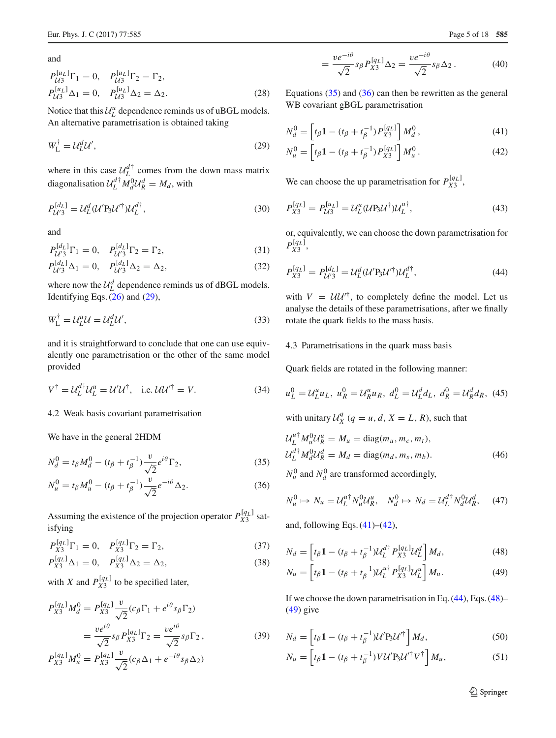and

$$P_{\mathcal{U}3}^{[u_L]}\Gamma_1 = 0, \quad P_{\mathcal{U}3}^{[u_L]}\Gamma_2 = \Gamma_2,$$
$$P_{\mathcal{U}3}^{[u_L]}\Delta_1 = 0, \quad P_{\mathcal{U}3}^{[u_L]}\Delta_2 = \Delta_2. \tag{28}$$

Notice that this $\mathcal{U}_L^u$ dependence reminds us of uBGL models. An alternative parametrisation is obtained taking

$$W_L^\dagger = \mathcal{U}_L^d \mathcal{U}', \tag{29}$$

where in this case $\mathcal{U}_L^{d\dagger}$ comes from the down mass matrix diagonalisation $\mathcal{U}_L^{d\dagger} M_d^0 \mathcal{U}_R^d = M_d$, with

$$P_{\mathcal{U}'3}^{[d_L]} = \mathcal{U}_L^d (\mathcal{U}' \mathrm{P}_3 \mathcal{U}'^\dagger) \mathcal{U}_L^{d\dagger}, \tag{30}$$

and

$$P_{\mathcal{U}'3}^{[d_L]}\Gamma_1 = 0, \quad P_{\mathcal{U}'3}^{[d_L]}\Gamma_2 = \Gamma_2, \tag{31}$$
$$P_{\mathcal{U}'3}^{[d_L]}\Delta_1 = 0, \quad P_{\mathcal{U}'3}^{[d_L]}\Delta_2 = \Delta_2, \tag{32}$$

where now the $\mathcal{U}_L^d$ dependence reminds us of dBGL models. Identifying Eqs. (26) and (29),

$$W_L^\dagger = \mathcal{U}_L^u \mathcal{U} = \mathcal{U}_L^d \mathcal{U}', \tag{33}$$

and it is straightforward to conclude that one can use equivalently one parametrisation or the other of the same model provided

$$V^\dagger = \mathcal{U}_L^{d\dagger} \mathcal{U}_L^u = \mathcal{U}' \mathcal{U}^\dagger, \quad \text{i.e. } \mathcal{U}\mathcal{U}'^\dagger = V. \tag{34}$$

### 4.2 Weak basis covariant parametrisation

We have in the general 2HDM

$$N_d^0 = t_\beta M_d^0 - (t_\beta + t_\beta^{-1}) \frac{v}{\sqrt{2}} e^{i\theta} \Gamma_2, \tag{35}$$

$$N_u^0 = t_\beta M_u^0 - (t_\beta + t_\beta^{-1}) \frac{v}{\sqrt{2}} e^{-i\theta} \Delta_2. \tag{36}$$

Assuming the existence of the projection operator $P_{X3}^{[q_L]}$ satisfying

$$P_{X3}^{[q_L]}\Gamma_1 = 0, \quad P_{X3}^{[q_L]}\Gamma_2 = \Gamma_2, \tag{37}$$
$$P_{X3}^{[q_L]}\Delta_1 = 0, \quad P_{X3}^{[q_L]}\Delta_2 = \Delta_2, \tag{38}$$

with $X$ and $P_{X3}^{[q_L]}$ to be specified later,

$$P_{X3}^{[q_L]} M_d^0 = P_{X3}^{[q_L]} \frac{v}{\sqrt{2}} (c_\beta \Gamma_1 + e^{i\theta} s_\beta \Gamma_2)$$
$$= \frac{v e^{i\theta}}{\sqrt{2}} s_\beta P_{X3}^{[q_L]} \Gamma_2 = \frac{v e^{i\theta}}{\sqrt{2}} s_\beta \Gamma_2, \tag{39}$$

$$P_{X3}^{[q_L]} M_u^0 = P_{X3}^{[q_L]} \frac{v}{\sqrt{2}} (c_\beta \Delta_1 + e^{-i\theta} s_\beta \Delta_2)$$
$$= \frac{v e^{-i\theta}}{\sqrt{2}} s_\beta P_{X3}^{[q_L]} \Delta_2 = \frac{v e^{-i\theta}}{\sqrt{2}} s_\beta \Delta_2. \tag{40}$$

Equations (35) and (36) can then be rewritten as the general WB covariant gBGL parametrisation

$$N_d^0 = \left[ t_\beta \mathbf{1} - (t_\beta + t_\beta^{-1}) P_{X3}^{[q_L]} \right] M_d^0, \tag{41}$$

$$N_u^0 = \left[ t_\beta \mathbf{1} - (t_\beta + t_\beta^{-1}) P_{X3}^{[q_L]} \right] M_u^0. \tag{42}$$

We can choose the up parametrisation for $P_{X3}^{[q_L]}$,

$$P_{X3}^{[q_L]} = P_{\mathcal{U}3}^{[u_L]} = \mathcal{U}_L^u (\mathcal{U} \mathrm{P}_3 \mathcal{U}^\dagger) \mathcal{U}_L^{u\dagger}, \tag{43}$$

or, equivalently, we can choose the down parametrisation for $P_{X3}^{[q_L]}$,

$$P_{X3}^{[q_L]} = P_{\mathcal{U}'3}^{[d_L]} = \mathcal{U}_L^d (\mathcal{U}' \mathrm{P}_3 \mathcal{U}'^\dagger) \mathcal{U}_L^{d\dagger}, \tag{44}$$

with $V = \mathcal{U}\mathcal{U}'^\dagger$, to completely define the model. Let us analyse the details of these parametrisations, after we finally rotate the quark fields to the mass basis.

### 4.3 Parametrisations in the quark mass basis

Quark fields are rotated in the following manner:

$$u_L^0 = \mathcal{U}_L^u u_L, \; u_R^0 = \mathcal{U}_R^u u_R, \; d_L^0 = \mathcal{U}_L^d d_L, \; d_R^0 = \mathcal{U}_R^d d_R, \tag{45}$$

with unitary $\mathcal{U}_X^q$ ($q = u, d$, $X = L, R$), such that

$$\mathcal{U}_L^{u\dagger} M_u^0 \mathcal{U}_R^u = M_u = \mathrm{diag}(m_u, m_c, m_t),$$
$$\mathcal{U}_L^{d\dagger} M_d^0 \mathcal{U}_R^d = M_d = \mathrm{diag}(m_d, m_s, m_b). \tag{46}$$

$N_u^0$ and $N_d^0$ are transformed accordingly,

$$N_u^0 \mapsto N_u = \mathcal{U}_L^{u\dagger} N_u^0 \mathcal{U}_R^u, \quad N_d^0 \mapsto N_d = \mathcal{U}_L^{d\dagger} N_d^0 \mathcal{U}_R^d, \tag{47}$$

and, following Eqs. (41)–(42),

$$N_d = \left[ t_\beta \mathbf{1} - (t_\beta + t_\beta^{-1}) \mathcal{U}_L^{d\dagger} P_{X3}^{[q_L]} \mathcal{U}_L^d \right] M_d, \tag{48}$$

$$N_u = \left[ t_\beta \mathbf{1} - (t_\beta + t_\beta^{-1}) \mathcal{U}_L^{u\dagger} P_{X3}^{[q_L]} \mathcal{U}_L^u \right] M_u. \tag{49}$$

If we choose the down parametrisation in Eq. (44), Eqs. (48)–(49) give

$$N_d = \left[ t_\beta \mathbf{1} - (t_\beta + t_\beta^{-1}) \mathcal{U}' \mathrm{P}_3 \mathcal{U}'^\dagger \right] M_d, \tag{50}$$

$$N_u = \left[ t_\beta \mathbf{1} - (t_\beta + t_\beta^{-1}) V \mathcal{U}' \mathrm{P}_3 \mathcal{U}'^\dagger V^\dagger \right] M_u, \tag{51}$$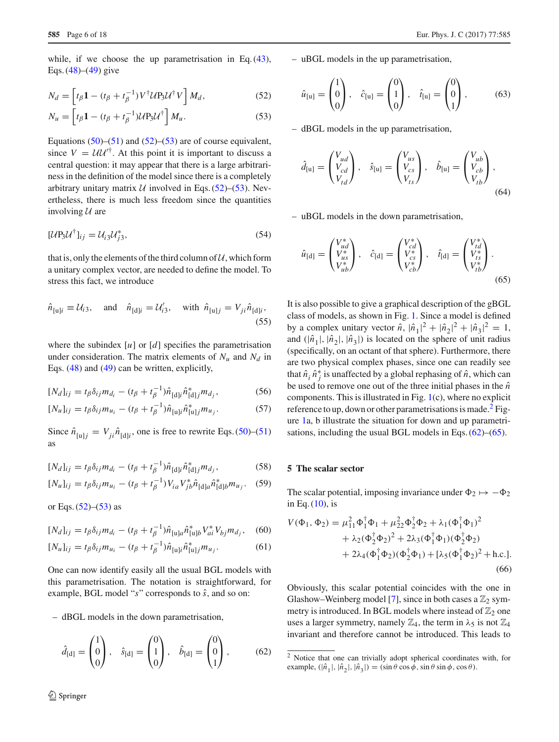while, if we choose the up parametrisation in Eq. (43), Eqs. (48)–(49) give

$$N_d = \left[t_\beta \mathbf{1} - (t_\beta + t_\beta^{-1}) V^\dagger \mathcal{U} \mathrm{P}_3 \mathcal{U}^\dagger V\right] M_d, \tag{52}$$

$$N_u = \left[t_\beta \mathbf{1} - (t_\beta + t_\beta^{-1}) \mathcal{U} \mathrm{P}_3 \mathcal{U}^\dagger\right] M_u. \tag{53}$$

Equations (50)–(51) and (52)–(53) are of course equivalent, since $V = \mathcal{U}\mathcal{U}'^\dagger$. At this point it is important to discuss a central question: it may appear that there is a large arbitrariness in the definition of the model since there is a completely arbitrary unitary matrix $\mathcal{U}$ involved in Eqs. (52)–(53). Nevertheless, there is much less freedom since the quantities involving $\mathcal{U}$ are

$$[\mathcal{U}\mathrm{P}_3\mathcal{U}^\dagger]_{ij} = \mathcal{U}_{i3}\mathcal{U}_{j3}^*, \tag{54}$$

that is, only the elements of the third column of $\mathcal{U}$, which form a unitary complex vector, are needed to define the model. To stress this fact, we introduce

$$\hat{n}_{[u]i} \equiv \mathcal{U}_{i3}, \quad \text{and} \quad \hat{n}_{[d]i} = \mathcal{U}'_{i3}, \quad \text{with } \hat{n}_{[u]j} = V_{ji}\hat{n}_{[d]i}, \tag{55}$$

where the subindex $[u]$ or $[d]$ specifies the parametrisation under consideration. The matrix elements of $N_u$ and $N_d$ in Eqs. (48) and (49) can be written, explicitly,

$$[N_d]_{ij} = t_\beta \delta_{ij} m_{d_i} - (t_\beta + t_\beta^{-1})\hat{n}_{[d]i}\hat{n}_{[d]j}^* m_{d_j}, \tag{56}$$

$$[N_u]_{ij} = t_\beta \delta_{ij} m_{u_i} - (t_\beta + t_\beta^{-1})\hat{n}_{[u]i}\hat{n}_{[u]j}^* m_{u_j}. \tag{57}$$

Since $\hat{n}_{[u]j} = V_{ji}\hat{n}_{[d]i}$, one is free to rewrite Eqs. (50)–(51) as

$$[N_d]_{ij} = t_\beta \delta_{ij} m_{d_i} - (t_\beta + t_\beta^{-1})\hat{n}_{[d]i}\hat{n}_{[d]j}^* m_{d_j}, \tag{58}$$

$$[N_u]_{ij} = t_\beta \delta_{ij} m_{u_i} - (t_\beta + t_\beta^{-1})V_{ia}V_{jb}^*\hat{n}_{[d]a}\hat{n}_{[d]b}^* m_{u_j}. \tag{59}$$

or Eqs. (52)–(53) as

$$[N_d]_{ij} = t_\beta \delta_{ij} m_{d_i} - (t_\beta + t_\beta^{-1})\hat{n}_{[u]a}\hat{n}_{[u]b}^* V_{ai}^* V_{bj} m_{d_j}, \tag{60}$$

$$[N_u]_{ij} = t_\beta \delta_{ij} m_{u_i} - (t_\beta + t_\beta^{-1})\hat{n}_{[u]i}\hat{n}_{[u]j}^* m_{u_j}. \tag{61}$$

One can now identify easily all the usual BGL models with this parametrisation. The notation is straightforward, for example, BGL model "$s$" corresponds to $\hat{s}$, and so on:

– dBGL models in the down parametrisation,

$$\hat{d}_{[d]} = \begin{pmatrix}1\\0\\0\end{pmatrix}, \quad \hat{s}_{[d]} = \begin{pmatrix}0\\1\\0\end{pmatrix}, \quad \hat{b}_{[d]} = \begin{pmatrix}0\\0\\1\end{pmatrix}, \tag{62}$$

– uBGL models in the up parametrisation,

$$\hat{u}_{[u]} = \begin{pmatrix}1\\0\\0\end{pmatrix}, \quad \hat{c}_{[u]} = \begin{pmatrix}0\\1\\0\end{pmatrix}, \quad \hat{t}_{[u]} = \begin{pmatrix}0\\0\\1\end{pmatrix}, \tag{63}$$

– dBGL models in the up parametrisation,

$$\hat{d}_{[u]} = \begin{pmatrix}V_{ud}\\V_{cd}\\V_{td}\end{pmatrix}, \quad \hat{s}_{[u]} = \begin{pmatrix}V_{us}\\V_{cs}\\V_{ts}\end{pmatrix}, \quad \hat{b}_{[u]} = \begin{pmatrix}V_{ub}\\V_{cb}\\V_{tb}\end{pmatrix}, \tag{64}$$

– uBGL models in the down parametrisation,

$$\hat{u}_{[d]} = \begin{pmatrix}V_{ud}^*\\V_{us}^*\\V_{ub}^*\end{pmatrix}, \quad \hat{c}_{[d]} = \begin{pmatrix}V_{cd}^*\\V_{cs}^*\\V_{cb}^*\end{pmatrix}, \quad \hat{t}_{[d]} = \begin{pmatrix}V_{td}^*\\V_{ts}^*\\V_{tb}^*\end{pmatrix}. \tag{65}$$

It is also possible to give a graphical description of the gBGL class of models, as shown in Fig. 1. Since a model is defined by a complex unitary vector $\hat{n}$, $|\hat{n}_1|^2 + |\hat{n}_2|^2 + |\hat{n}_3|^2 = 1$, and $(|\hat{n}_1|, |\hat{n}_2|, |\hat{n}_3|)$ is located on the sphere of unit radius (specifically, on an octant of that sphere). Furthermore, there are two physical complex phases, since one can readily see that $\hat{n}_i\hat{n}_j^*$ is unaffected by a global rephasing of $\hat{n}$, which can be used to remove one out of the three initial phases in the $\hat{n}$ components. This is illustrated in Fig. 1(c), where no explicit reference to up, down or other parametrisations is made.[2] Figure 1a, b illustrate the situation for down and up parametrisations, including the usual BGL models in Eqs. (62)–(65).

## 5 The scalar sector

The scalar potential, imposing invariance under $\Phi_2 \mapsto -\Phi_2$ in Eq. (10), is

$$\begin{aligned}V(\Phi_1,\Phi_2) = {} & \mu_{11}^2\Phi_1^\dagger\Phi_1 + \mu_{22}^2\Phi_2^\dagger\Phi_2 + \lambda_1(\Phi_1^\dagger\Phi_1)^2 \\ & + \lambda_2(\Phi_2^\dagger\Phi_2)^2 + 2\lambda_3(\Phi_1^\dagger\Phi_1)(\Phi_2^\dagger\Phi_2) \\ & + 2\lambda_4(\Phi_1^\dagger\Phi_2)(\Phi_2^\dagger\Phi_1) + [\lambda_5(\Phi_1^\dagger\Phi_2)^2 + \text{h.c.}].\end{aligned} \tag{66}$$

Obviously, this scalar potential coincides with the one in Glashow–Weinberg model [7], since in both cases a $\mathbb{Z}_2$ symmetry is introduced. In BGL models where instead of $\mathbb{Z}_2$ one uses a larger symmetry, namely $\mathbb{Z}_4$, the term in $\lambda_5$ is not $\mathbb{Z}_4$ invariant and therefore cannot be introduced. This leads to

[2] Notice that one can trivially adopt spherical coordinates with, for example, $(|\hat{n}_1|, |\hat{n}_2|, |\hat{n}_3|) = (\sin\theta\cos\phi, \sin\theta\sin\phi, \cos\theta)$.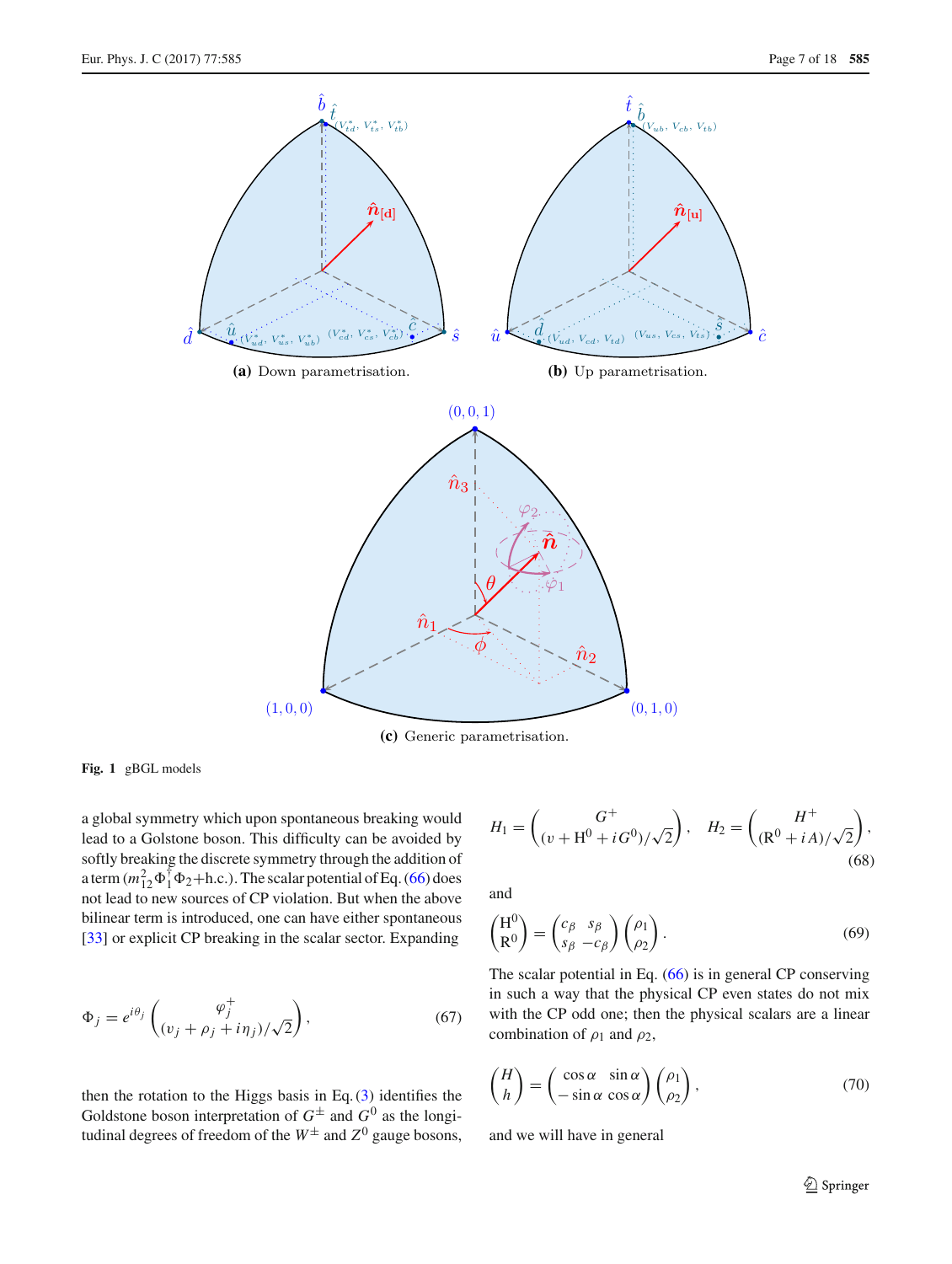**(a)** Down parametrisation.

**(b)** Up parametrisation.

**(c)** Generic parametrisation.

**Fig. 1** gBGL models

a global symmetry which upon spontaneous breaking would lead to a Golstone boson. This difficulty can be avoided by softly breaking the discrete symmetry through the addition of a term $(m_{12}^2 \Phi_1^\dagger \Phi_2 + \text{h.c.})$. The scalar potential of Eq. (66) does not lead to new sources of CP violation. But when the above bilinear term is introduced, one can have either spontaneous [33] or explicit CP breaking in the scalar sector. Expanding

$$\Phi_j = e^{i\theta_j} \begin{pmatrix} \varphi_j^+ \\ (v_j + \rho_j + i\eta_j)/\sqrt{2} \end{pmatrix}, \tag{67}$$

then the rotation to the Higgs basis in Eq. (3) identifies the Goldstone boson interpretation of $G^\pm$ and $G^0$ as the longitudinal degrees of freedom of the $W^\pm$ and $Z^0$ gauge bosons,

$$H_1 = \begin{pmatrix} G^+ \\ (v + \mathrm{H}^0 + iG^0)/\sqrt{2} \end{pmatrix}, \quad H_2 = \begin{pmatrix} H^+ \\ (\mathrm{R}^0 + iA)/\sqrt{2} \end{pmatrix}, \tag{68}$$

and

$$\begin{pmatrix} \mathrm{H}^0 \\ \mathrm{R}^0 \end{pmatrix} = \begin{pmatrix} c_\beta & s_\beta \\ s_\beta & -c_\beta \end{pmatrix} \begin{pmatrix} \rho_1 \\ \rho_2 \end{pmatrix}. \tag{69}$$

The scalar potential in Eq. (66) is in general CP conserving in such a way that the physical CP even states do not mix with the CP odd one; then the physical scalars are a linear combination of $\rho_1$ and $\rho_2$,

$$\begin{pmatrix} H \\ h \end{pmatrix} = \begin{pmatrix} \cos\alpha & \sin\alpha \\ -\sin\alpha & \cos\alpha \end{pmatrix} \begin{pmatrix} \rho_1 \\ \rho_2 \end{pmatrix}, \tag{70}$$

and we will have in general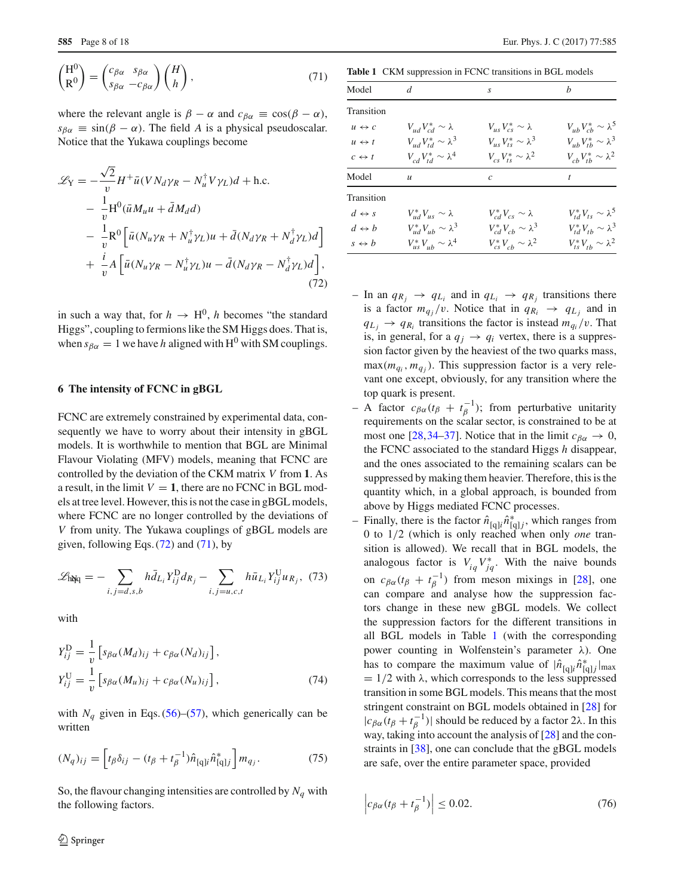$$\begin{pmatrix} \mathrm{H}^0 \\ \mathrm{R}^0 \end{pmatrix} = \begin{pmatrix} c_{\beta\alpha} & s_{\beta\alpha} \\ s_{\beta\alpha} & -c_{\beta\alpha} \end{pmatrix} \begin{pmatrix} H \\ h \end{pmatrix}, \tag{71}$$

where the relevant angle is $\beta - \alpha$ and $c_{\beta\alpha} \equiv \cos(\beta - \alpha)$, $s_{\beta\alpha} \equiv \sin(\beta - \alpha)$. The field $A$ is a physical pseudoscalar. Notice that the Yukawa couplings become

$$\begin{aligned}
\mathscr{L}_{\mathrm{Y}} = &-\frac{\sqrt{2}}{v} H^+ \bar{u}(V N_d \gamma_R - N_u^\dagger V \gamma_L) d + \text{h.c.} \\
&- \frac{1}{v} \mathrm{H}^0 (\bar{u} M_u u + \bar{d} M_d d) \\
&- \frac{1}{v} \mathrm{R}^0 \left[ \bar{u}(N_u \gamma_R + N_u^\dagger \gamma_L) u + \bar{d}(N_d \gamma_R + N_d^\dagger \gamma_L) d \right] \\
&+ \frac{i}{v} A \left[ \bar{u}(N_u \gamma_R - N_u^\dagger \gamma_L) u - \bar{d}(N_d \gamma_R - N_d^\dagger \gamma_L) d \right],
\end{aligned} \tag{72}$$

in such a way that, for $h \to \mathrm{H}^0$, $h$ becomes "the standard Higgs", coupling to fermions like the SM Higgs does. That is, when $s_{\beta\alpha} = 1$ we have $h$ aligned with $\mathrm{H}^0$ with SM couplings.

## 6 The intensity of FCNC in gBGL

FCNC are extremely constrained by experimental data, consequently we have to worry about their intensity in gBGL models. It is worthwhile to mention that BGL are Minimal Flavour Violating (MFV) models, meaning that FCNC are controlled by the deviation of the CKM matrix $V$ from $\mathbf{1}$. As a result, in the limit $V = \mathbf{1}$, there are no FCNC in BGL models at tree level. However, this is not the case in gBGL models, where FCNC are no longer controlled by the deviations of $V$ from unity. The Yukawa couplings of gBGL models are given, following Eqs. (72) and (71), by

$$\mathscr{L}_{h\mathrm{qq}} = - \sum_{i,j=d,s,b} h \bar{d}_{L_i} Y_{ij}^{\mathrm{D}} d_{R_j} - \sum_{i,j=u,c,t} h \bar{u}_{L_i} Y_{ij}^{\mathrm{U}} u_{R_j}, \tag{73}$$

with

$$\begin{aligned}
Y_{ij}^{\mathrm{D}} &= \frac{1}{v} \left[ s_{\beta\alpha} (M_d)_{ij} + c_{\beta\alpha} (N_d)_{ij} \right], \\
Y_{ij}^{\mathrm{U}} &= \frac{1}{v} \left[ s_{\beta\alpha} (M_u)_{ij} + c_{\beta\alpha} (N_u)_{ij} \right],
\end{aligned} \tag{74}$$

with $N_q$ given in Eqs. (56)–(57), which generically can be written

$$(N_q)_{ij} = \left[ t_\beta \delta_{ij} - (t_\beta + t_\beta^{-1}) \hat{n}_{[q]i} \hat{n}_{[q]j}^* \right] m_{q_j}. \tag{75}$$

So, the flavour changing intensities are controlled by $N_q$ with the following factors.

**Table 1** CKM suppression in FCNC transitions in BGL models

| Model | $d$ | $s$ | $b$ |
|---|---|---|---|
| Transition | | | |
| $u \leftrightarrow c$ | $V_{ud} V_{cd}^* \sim \lambda$ | $V_{us} V_{cs}^* \sim \lambda$ | $V_{ub} V_{cb}^* \sim \lambda^5$ |
| $u \leftrightarrow t$ | $V_{ud} V_{td}^* \sim \lambda^3$ | $V_{us} V_{ts}^* \sim \lambda^3$ | $V_{ub} V_{tb}^* \sim \lambda^3$ |
| $c \leftrightarrow t$ | $V_{cd} V_{td}^* \sim \lambda^4$ | $V_{cs} V_{ts}^* \sim \lambda^2$ | $V_{cb} V_{tb}^* \sim \lambda^2$ |
| Model | $u$ | $c$ | $t$ |
| Transition | | | |
| $d \leftrightarrow s$ | $V_{ud}^* V_{us} \sim \lambda$ | $V_{cd}^* V_{cs} \sim \lambda$ | $V_{td}^* V_{ts} \sim \lambda^5$ |
| $d \leftrightarrow b$ | $V_{ud}^* V_{ub} \sim \lambda^3$ | $V_{cd}^* V_{cb} \sim \lambda^3$ | $V_{td}^* V_{tb} \sim \lambda^3$ |
| $s \leftrightarrow b$ | $V_{us}^* V_{ub} \sim \lambda^4$ | $V_{cs}^* V_{cb} \sim \lambda^2$ | $V_{ts}^* V_{tb} \sim \lambda^2$ |

- In an $q_{R_j} \to q_{L_i}$ and in $q_{L_i} \to q_{R_j}$ transitions there is a factor $m_{q_j}/v$. Notice that in $q_{R_i} \to q_{L_j}$ and in $q_{L_j} \to q_{R_i}$ transitions the factor is instead $m_{q_i}/v$. That is, in general, for a $q_j \to q_i$ vertex, there is a suppression factor given by the heaviest of the two quarks mass, $\max(m_{q_i}, m_{q_j})$. This suppression factor is a very relevant one except, obviously, for any transition where the top quark is present.
- A factor $c_{\beta\alpha}(t_\beta + t_\beta^{-1})$; from perturbative unitarity requirements on the scalar sector, is constrained to be at most one [28,34–37]. Notice that in the limit $c_{\beta\alpha} \to 0$, the FCNC associated to the standard Higgs $h$ disappear, and the ones associated to the remaining scalars can be suppressed by making them heavier. Therefore, this is the quantity which, in a global approach, is bounded from above by Higgs mediated FCNC processes.
- Finally, there is the factor $\hat{n}_{[q]i} \hat{n}_{[q]j}^*$, which ranges from 0 to 1/2 (which is only reached when only *one* transition is allowed). We recall that in BGL models, the analogous factor is $V_{iq} V_{jq}^*$. With the naive bounds on $c_{\beta\alpha}(t_\beta + t_\beta^{-1})$ from meson mixings in [28], one can compare and analyse how the suppression factors change in these new gBGL models. We collect the suppression factors for the different transitions in all BGL models in Table 1 (with the corresponding power counting in Wolfenstein's parameter $\lambda$). One has to compare the maximum value of $|\hat{n}_{[q]i} \hat{n}_{[q]j}^*|_{\max} = 1/2$ with $\lambda$, which corresponds to the less suppressed transition in some BGL models. This means that the most stringent constraint on BGL models obtained in [28] for $|c_{\beta\alpha}(t_\beta + t_\beta^{-1})|$ should be reduced by a factor $2\lambda$. In this way, taking into account the analysis of [28] and the constraints in [38], one can conclude that the gBGL models are safe, over the entire parameter space, provided

$$\left| c_{\beta\alpha}(t_\beta + t_\beta^{-1}) \right| \leq 0.02. \tag{76}$$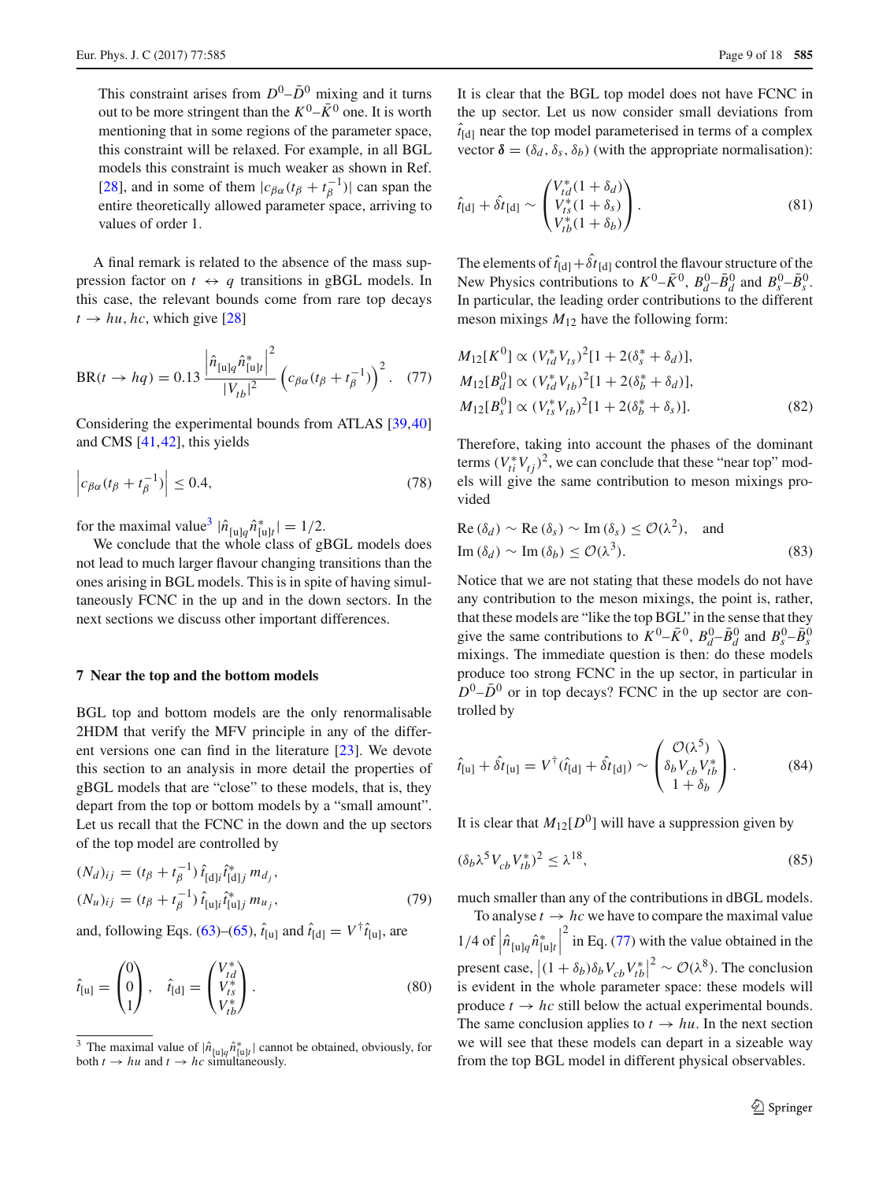This constraint arises from $D^0$–$\bar{D}^0$ mixing and it turns out to be more stringent than the $K^0$–$\bar{K}^0$ one. It is worth mentioning that in some regions of the parameter space, this constraint will be relaxed. For example, in all BGL models this constraint is much weaker as shown in Ref. [28], and in some of them $|c_{\beta\alpha}(t_\beta + t_\beta^{-1})|$ can span the entire theoretically allowed parameter space, arriving to values of order 1.

A final remark is related to the absence of the mass suppression factor on $t \leftrightarrow q$ transitions in gBGL models. In this case, the relevant bounds come from rare top decays $t \to hu, hc$, which give [28]

$$\mathrm{BR}(t \to hq) = 0.13\, \frac{\left|\hat{n}_{[u]q}\hat{n}^*_{[u]t}\right|^2}{|V_{tb}|^2} \left(c_{\beta\alpha}(t_\beta + t_\beta^{-1})\right)^2. \quad (77)$$

Considering the experimental bounds from ATLAS [39,40] and CMS [41,42], this yields

$$\left|c_{\beta\alpha}(t_\beta + t_\beta^{-1})\right| \le 0.4, \quad (78)$$

for the maximal value[3] $|\hat{n}_{[u]q}\hat{n}^*_{[u]t}| = 1/2$.

We conclude that the whole class of gBGL models does not lead to much larger flavour changing transitions than the ones arising in BGL models. This is in spite of having simultaneously FCNC in the up and in the down sectors. In the next sections we discuss other important differences.

## 7 Near the top and the bottom models

BGL top and bottom models are the only renormalisable 2HDM that verify the MFV principle in any of the different versions one can find in the literature [23]. We devote this section to an analysis in more detail the properties of gBGL models that are "close" to these models, that is, they depart from the top or bottom models by a "small amount". Let us recall that the FCNC in the down and the up sectors of the top model are controlled by

$$\begin{aligned} (N_d)_{ij} &= (t_\beta + t_\beta^{-1})\, \hat{t}_{[d]i}\hat{t}^*_{[d]j}\, m_{d_j}, \\ (N_u)_{ij} &= (t_\beta + t_\beta^{-1})\, \hat{t}_{[u]i}\hat{t}^*_{[u]j}\, m_{u_j}, \end{aligned} \quad (79)$$

and, following Eqs. (63)–(65), $\hat{t}_{[u]}$ and $\hat{t}_{[d]} = V^\dagger \hat{t}_{[u]}$, are

$$\hat{t}_{[u]} = \begin{pmatrix} 0 \\ 0 \\ 1 \end{pmatrix}, \quad \hat{t}_{[d]} = \begin{pmatrix} V^*_{td} \\ V^*_{ts} \\ V^*_{tb} \end{pmatrix}. \quad (80)$$

It is clear that the BGL top model does not have FCNC in the up sector. Let us now consider small deviations from $\hat{t}_{[d]}$ near the top model parameterised in terms of a complex vector $\boldsymbol{\delta} = (\delta_d, \delta_s, \delta_b)$ (with the appropriate normalisation):

$$\hat{t}_{[d]} + \hat{\delta t}_{[d]} \sim \begin{pmatrix} V^*_{td}(1+\delta_d) \\ V^*_{ts}(1+\delta_s) \\ V^*_{tb}(1+\delta_b) \end{pmatrix}. \quad (81)$$

The elements of $\hat{t}_{[d]} + \hat{\delta t}_{[d]}$ control the flavour structure of the New Physics contributions to $K^0$–$\bar{K}^0$, $B^0_d$–$\bar{B}^0_d$ and $B^0_s$–$\bar{B}^0_s$. In particular, the leading order contributions to the different meson mixings $M_{12}$ have the following form:

$$\begin{aligned} M_{12}[K^0] &\propto (V^*_{td}V_{ts})^2[1 + 2(\delta^*_s + \delta_d)], \\ M_{12}[B^0_d] &\propto (V^*_{td}V_{tb})^2[1 + 2(\delta^*_b + \delta_d)], \\ M_{12}[B^0_s] &\propto (V^*_{ts}V_{tb})^2[1 + 2(\delta^*_b + \delta_s)]. \end{aligned} \quad (82)$$

Therefore, taking into account the phases of the dominant terms $(V^*_{ti}V_{tj})^2$, we can conclude that these "near top" models will give the same contribution to meson mixings provided

$$\begin{aligned} &\mathrm{Re}\,(\delta_d) \sim \mathrm{Re}\,(\delta_s) \sim \mathrm{Im}\,(\delta_s) \le \mathcal{O}(\lambda^2), \quad \text{and} \\ &\mathrm{Im}\,(\delta_d) \sim \mathrm{Im}\,(\delta_b) \le \mathcal{O}(\lambda^3). \end{aligned} \quad (83)$$

Notice that we are not stating that these models do not have any contribution to the meson mixings, the point is, rather, that these models are "like the top BGL" in the sense that they give the same contributions to $K^0$–$\bar{K}^0$, $B^0_d$–$\bar{B}^0_d$ and $B^0_s$–$\bar{B}^0_s$ mixings. The immediate question is then: do these models produce too strong FCNC in the up sector, in particular in $D^0$–$\bar{D}^0$ or in top decays? FCNC in the up sector are controlled by

$$\hat{t}_{[u]} + \hat{\delta t}_{[u]} = V^\dagger(\hat{t}_{[d]} + \hat{\delta t}_{[d]}) \sim \begin{pmatrix} \mathcal{O}(\lambda^5) \\ \delta_b V_{cb}V^*_{tb} \\ 1 + \delta_b \end{pmatrix}. \quad (84)$$

It is clear that $M_{12}[D^0]$ will have a suppression given by

$$(\delta_b \lambda^5 V_{cb}V^*_{tb})^2 \le \lambda^{18}, \quad (85)$$

much smaller than any of the contributions in dBGL models.

To analyse $t \to hc$ we have to compare the maximal value 1/4 of $\left|\hat{n}_{[u]q}\hat{n}^*_{[u]t}\right|^2$ in Eq. (77) with the value obtained in the present case, $\left|(1+\delta_b)\delta_b V_{cb}V^*_{tb}\right|^2 \sim \mathcal{O}(\lambda^8)$. The conclusion is evident in the whole parameter space: these models will produce $t \to hc$ still below the actual experimental bounds. The same conclusion applies to $t \to hu$. In the next section we will see that these models can depart in a sizeable way from the top BGL model in different physical observables.

[3] The maximal value of $|\hat{n}_{[u]q}\hat{n}^*_{[u]t}|$ cannot be obtained, obviously, for both $t \to hu$ and $t \to hc$ simultaneously.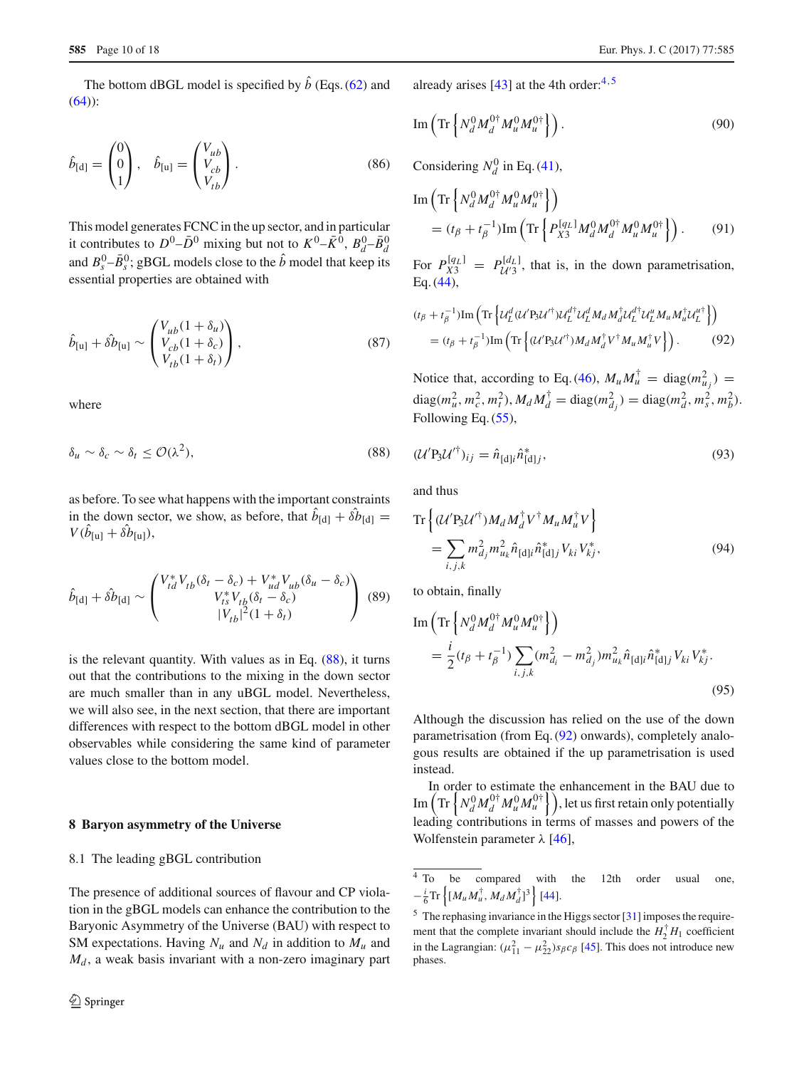The bottom dBGL model is specified by $\hat{b}$ (Eqs. (62) and (64)):

$$\hat{b}_{[\mathrm{d}]} = \begin{pmatrix} 0 \\ 0 \\ 1 \end{pmatrix}, \quad \hat{b}_{[\mathrm{u}]} = \begin{pmatrix} V_{ub} \\ V_{cb} \\ V_{tb} \end{pmatrix}. \tag{86}$$

This model generates FCNC in the up sector, and in particular it contributes to $D^0$–$\bar{D}^0$ mixing but not to $K^0$–$\bar{K}^0$, $B_d^0$–$\bar{B}_d^0$ and $B_s^0$–$\bar{B}_s^0$; gBGL models close to the $\hat{b}$ model that keep its essential properties are obtained with

$$\hat{b}_{[\mathrm{u}]} + \hat{\delta b}_{[\mathrm{u}]} \sim \begin{pmatrix} V_{ub}(1+\delta_u) \\ V_{cb}(1+\delta_c) \\ V_{tb}(1+\delta_t) \end{pmatrix}, \tag{87}$$

where

$$\delta_u \sim \delta_c \sim \delta_t \leq \mathcal{O}(\lambda^2), \tag{88}$$

as before. To see what happens with the important constraints in the down sector, we show, as before, that $\hat{b}_{[\mathrm{d}]} + \hat{\delta b}_{[\mathrm{d}]} = V(\hat{b}_{[\mathrm{u}]} + \hat{\delta b}_{[\mathrm{u}]})$,

$$\hat{b}_{[\mathrm{d}]} + \hat{\delta b}_{[\mathrm{d}]} \sim \begin{pmatrix} V_{td}^* V_{tb}(\delta_t - \delta_c) + V_{ud}^* V_{ub}(\delta_u - \delta_c) \\ V_{ts}^* V_{tb}(\delta_t - \delta_c) \\ |V_{tb}|^2(1+\delta_t) \end{pmatrix} \tag{89}$$

is the relevant quantity. With values as in Eq. (88), it turns out that the contributions to the mixing in the down sector are much smaller than in any uBGL model. Nevertheless, we will also see, in the next section, that there are important differences with respect to the bottom dBGL model in other observables while considering the same kind of parameter values close to the bottom model.

## 8 Baryon asymmetry of the Universe

### 8.1 The leading gBGL contribution

The presence of additional sources of flavour and CP violation in the gBGL models can enhance the contribution to the Baryonic Asymmetry of the Universe (BAU) with respect to SM expectations. Having $N_u$ and $N_d$ in addition to $M_u$ and $M_d$, a weak basis invariant with a non-zero imaginary part already arises [43] at the 4th order:[4,5]

$$\mathrm{Im}\left(\mathrm{Tr}\left\{N_d^0 M_d^{0\dagger} M_u^0 M_u^{0\dagger}\right\}\right). \tag{90}$$

Considering $N_d^0$ in Eq. (41),

$$\mathrm{Im}\left(\mathrm{Tr}\left\{N_d^0 M_d^{0\dagger} M_u^0 M_u^{0\dagger}\right\}\right) = (t_\beta + t_\beta^{-1})\mathrm{Im}\left(\mathrm{Tr}\left\{P_{X3}^{[q_L]} M_d^0 M_d^{0\dagger} M_u^0 M_u^{0\dagger}\right\}\right). \tag{91}$$

For $P_{X3}^{[q_L]} = P_{\mathcal{U}'3}^{[d_L]}$, that is, in the down parametrisation, Eq. (44),

$$(t_\beta + t_\beta^{-1})\mathrm{Im}\left(\mathrm{Tr}\left\{\mathcal{U}_L^d(\mathcal{U}'\mathrm{P}_3\mathcal{U}'^\dagger)\mathcal{U}_L^{d\dagger}\mathcal{U}_L^d M_d M_d^\dagger \mathcal{U}_L^{d\dagger}\mathcal{U}_L^u M_u M_u^\dagger \mathcal{U}_L^{u\dagger}\right\}\right)$$
$$= (t_\beta + t_\beta^{-1})\mathrm{Im}\left(\mathrm{Tr}\left\{(\mathcal{U}'\mathrm{P}_3\mathcal{U}'^\dagger) M_d M_d^\dagger V^\dagger M_u M_u^\dagger V\right\}\right). \tag{92}$$

Notice that, according to Eq. (46), $M_u M_u^\dagger = \mathrm{diag}(m_{u_j}^2) = \mathrm{diag}(m_u^2, m_c^2, m_t^2)$, $M_d M_d^\dagger = \mathrm{diag}(m_{d_j}^2) = \mathrm{diag}(m_d^2, m_s^2, m_b^2)$. Following Eq. (55),

$$(\mathcal{U}'\mathrm{P}_3\mathcal{U}'^\dagger)_{ij} = \hat{n}_{[\mathrm{d}]i}\hat{n}_{[\mathrm{d}]j}^*, \tag{93}$$

and thus

$$\mathrm{Tr}\left\{(\mathcal{U}'\mathrm{P}_3\mathcal{U}'^\dagger) M_d M_d^\dagger V^\dagger M_u M_u^\dagger V\right\} = \sum_{i,j,k} m_{d_j}^2 m_{u_k}^2 \hat{n}_{[\mathrm{d}]i}\hat{n}_{[\mathrm{d}]j}^* V_{ki} V_{kj}^*, \tag{94}$$

to obtain, finally

$$\mathrm{Im}\left(\mathrm{Tr}\left\{N_d^0 M_d^{0\dagger} M_u^0 M_u^{0\dagger}\right\}\right) = \frac{i}{2}(t_\beta + t_\beta^{-1})\sum_{i,j,k}(m_{d_i}^2 - m_{d_j}^2) m_{u_k}^2 \hat{n}_{[\mathrm{d}]i}\hat{n}_{[\mathrm{d}]j}^* V_{ki} V_{kj}^*. \tag{95}$$

Although the discussion has relied on the use of the down parametrisation (from Eq. (92) onwards), completely analogous results are obtained if the up parametrisation is used instead.

In order to estimate the enhancement in the BAU due to $\mathrm{Im}\left(\mathrm{Tr}\left\{N_d^0 M_d^{0\dagger} M_u^0 M_u^{0\dagger}\right\}\right)$, let us first retain only potentially leading contributions in terms of masses and powers of the Wolfenstein parameter $\lambda$ [46],

---

[4] To be compared with the 12th order usual one, $-\frac{i}{6}\mathrm{Tr}\left\{[M_u M_u^\dagger, M_d M_d^\dagger]^3\right\}$ [44].

[5] The rephasing invariance in the Higgs sector [31] imposes the requirement that the complete invariant should include the $H_2^\dagger H_1$ coefficient in the Lagrangian: $(\mu_{11}^2 - \mu_{22}^2)s_\beta c_\beta$ [45]. This does not introduce new phases.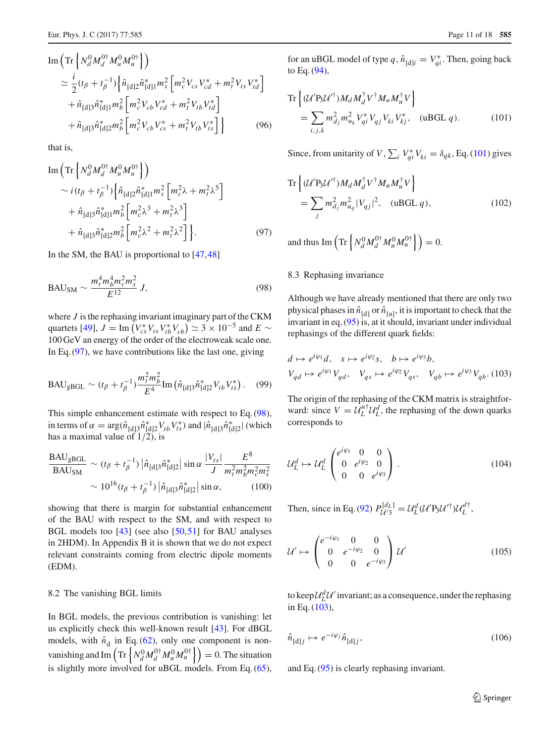$$
\begin{aligned}
&\text{Im}\left(\text{Tr}\left\{N_d^0 M_d^{0\dagger} M_u^0 M_u^{0\dagger}\right\}\right) \\
&\simeq \frac{i}{2}(t_\beta + t_\beta^{-1})\Big\{\hat{n}_{[d]2}\hat{n}_{[d]1}^* m_s^2 \left[m_c^2 V_{cs} V_{cd}^* + m_t^2 V_{ts} V_{td}^*\right] \\
&\quad + \hat{n}_{[d]3}\hat{n}_{[d]1}^* m_b^2 \left[m_c^2 V_{cb} V_{cd}^* + m_t^2 V_{tb} V_{td}^*\right] \\
&\quad + \hat{n}_{[d]3}\hat{n}_{[d]2}^* m_b^2 \left[m_c^2 V_{cb} V_{cs}^* + m_t^2 V_{tb} V_{ts}^*\right]\Big\} \qquad (96)
\end{aligned}
$$

that is,

$$
\begin{aligned}
&\text{Im}\left(\text{Tr}\left\{N_d^0 M_d^{0\dagger} M_u^0 M_u^{0\dagger}\right\}\right) \\
&\sim i(t_\beta + t_\beta^{-1})\Big\{\hat{n}_{[d]2}\hat{n}_{[d]1}^* m_s^2 \left[m_c^2 \lambda + m_t^2 \lambda^5\right] \\
&\quad + \hat{n}_{[d]3}\hat{n}_{[d]1}^* m_b^2 \left[m_c^2 \lambda^3 + m_t^2 \lambda^3\right] \\
&\quad + \hat{n}_{[d]3}\hat{n}_{[d]2}^* m_b^2 \left[m_c^2 \lambda^2 + m_t^2 \lambda^2\right]\Big\}. \qquad (97)
\end{aligned}
$$

In the SM, the BAU is proportional to [47,48]

$$
\text{BAU}_{\text{SM}} \sim \frac{m_t^4 m_b^4 m_c^2 m_s^2}{E^{12}} J, \qquad (98)
$$

where $J$ is the rephasing invariant imaginary part of the CKM quartets [49], $J = \text{Im}\left(V_{cs}^* V_{ts} V_{tb}^* V_{cb}\right) \simeq 3 \times 10^{-5}$ and $E \sim 100\,\text{GeV}$ an energy of the order of the electroweak scale one. In Eq. (97), we have contributions like the last one, giving

$$
\text{BAU}_{\text{gBGL}} \sim (t_\beta + t_\beta^{-1}) \frac{m_t^2 m_b^2}{E^4} \text{Im}\left(\hat{n}_{[d]3}\hat{n}_{[d]2}^* V_{tb} V_{ts}^*\right). \qquad (99)
$$

This simple enhancement estimate with respect to Eq. (98), in terms of $\alpha = \arg(\hat{n}_{[d]3}\hat{n}_{[d]2}^* V_{tb} V_{ts}^*)$ and $|\hat{n}_{[d]3}\hat{n}_{[d]2}^*|$ (which has a maximal value of 1/2), is

$$
\begin{aligned}
\frac{\text{BAU}_{\text{gBGL}}}{\text{BAU}_{\text{SM}}} &\sim (t_\beta + t_\beta^{-1}) \left|\hat{n}_{[d]3}\hat{n}_{[d]2}^*\right| \sin\alpha \, \frac{|V_{ts}|}{J} \frac{E^8}{m_t^2 m_b^2 m_c^2 m_s^2} \\
&\sim 10^{16} (t_\beta + t_\beta^{-1}) \left|\hat{n}_{[d]3}\hat{n}_{[d]2}^*\right| \sin\alpha, \qquad (100)
\end{aligned}
$$

showing that there is margin for substantial enhancement of the BAU with respect to the SM, and with respect to BGL models too [43] (see also [50,51] for BAU analyses in 2HDM). In Appendix B it is shown that we do not expect relevant constraints coming from electric dipole moments (EDM).

### 8.2 The vanishing BGL limits

In BGL models, the previous contribution is vanishing: let us explicitly check this well-known result [43]. For dBGL models, with $\hat{n}_d$ in Eq. (62), only one component is non-vanishing and $\text{Im}\left(\text{Tr}\left\{N_d^0 M_d^{0\dagger} M_u^0 M_u^{0\dagger}\right\}\right) = 0$. The situation is slightly more involved for uBGL models. From Eq. (65), for an uBGL model of type $q$, $\hat{n}_{[d]i} = V_{qi}^*$. Then, going back to Eq. (94),

$$
\text{Tr}\left\{(\mathcal{U}' \text{P}_3 \mathcal{U}'^\dagger) M_d M_d^\dagger V^\dagger M_u M_u^\dagger V\right\} = \sum_{i,j,k} m_{d_j}^2 m_{u_k}^2 V_{qi}^* V_{qj} V_{ki} V_{kj}^*, \quad (\text{uBGL } q). \qquad (101)
$$

Since, from unitarity of $V$, $\sum_i V_{qi}^* V_{ki} = \delta_{qk}$, Eq. (101) gives

$$
\text{Tr}\left\{(\mathcal{U}' \text{P}_3 \mathcal{U}'^\dagger) M_d M_d^\dagger V^\dagger M_u M_u^\dagger V\right\} = \sum_j m_{d_j}^2 m_{u_q}^2 |V_{qj}|^2, \quad (\text{uBGL } q), \qquad (102)
$$

and thus $\text{Im}\left(\text{Tr}\left\{N_d^0 M_d^{0\dagger} M_u^0 M_u^{0\dagger}\right\}\right) = 0$.

### 8.3 Rephasing invariance

Although we have already mentioned that there are only two physical phases in $\hat{n}_{[d]}$ or $\hat{n}_{[u]}$, it is important to check that the invariant in eq. (95) is, at it should, invariant under individual rephasings of the different quark fields:

$$
\begin{aligned}
&d \mapsto e^{i\varphi_1} d, \quad s \mapsto e^{i\varphi_2} s, \quad b \mapsto e^{i\varphi_3} b, \\
&V_{qd} \mapsto e^{i\varphi_1} V_{qd}, \quad V_{qs} \mapsto e^{i\varphi_2} V_{qs}, \quad V_{qb} \mapsto e^{i\varphi_3} V_{qb}. \qquad (103)
\end{aligned}
$$

The origin of the rephasing of the CKM matrix is straightforward: since $V = \mathcal{U}_L^{u\dagger} \mathcal{U}_L^d$, the rephasing of the down quarks corresponds to

$$
\mathcal{U}_L^d \mapsto \mathcal{U}_L^d \begin{pmatrix} e^{i\varphi_1} & 0 & 0 \\ 0 & e^{i\varphi_2} & 0 \\ 0 & 0 & e^{i\varphi_3} \end{pmatrix}. \qquad (104)
$$

Then, since in Eq. (92) $P_{\mathcal{U}'3}^{[d_L]} = \mathcal{U}_L^d (\mathcal{U}' \text{P}_3 \mathcal{U}'^\dagger) \mathcal{U}_L^{d\dagger}$,

$$
\mathcal{U}' \mapsto \begin{pmatrix} e^{-i\varphi_1} & 0 & 0 \\ 0 & e^{-i\varphi_2} & 0 \\ 0 & 0 & e^{-i\varphi_3} \end{pmatrix} \mathcal{U}' \qquad (105)
$$

to keep $\mathcal{U}_L^d \mathcal{U}'$ invariant; as a consequence, under the rephasing in Eq. (103),

$$
\hat{n}_{[d]j} \mapsto e^{-i\varphi_j} \hat{n}_{[d]j}, \qquad (106)
$$

and Eq. (95) is clearly rephasing invariant.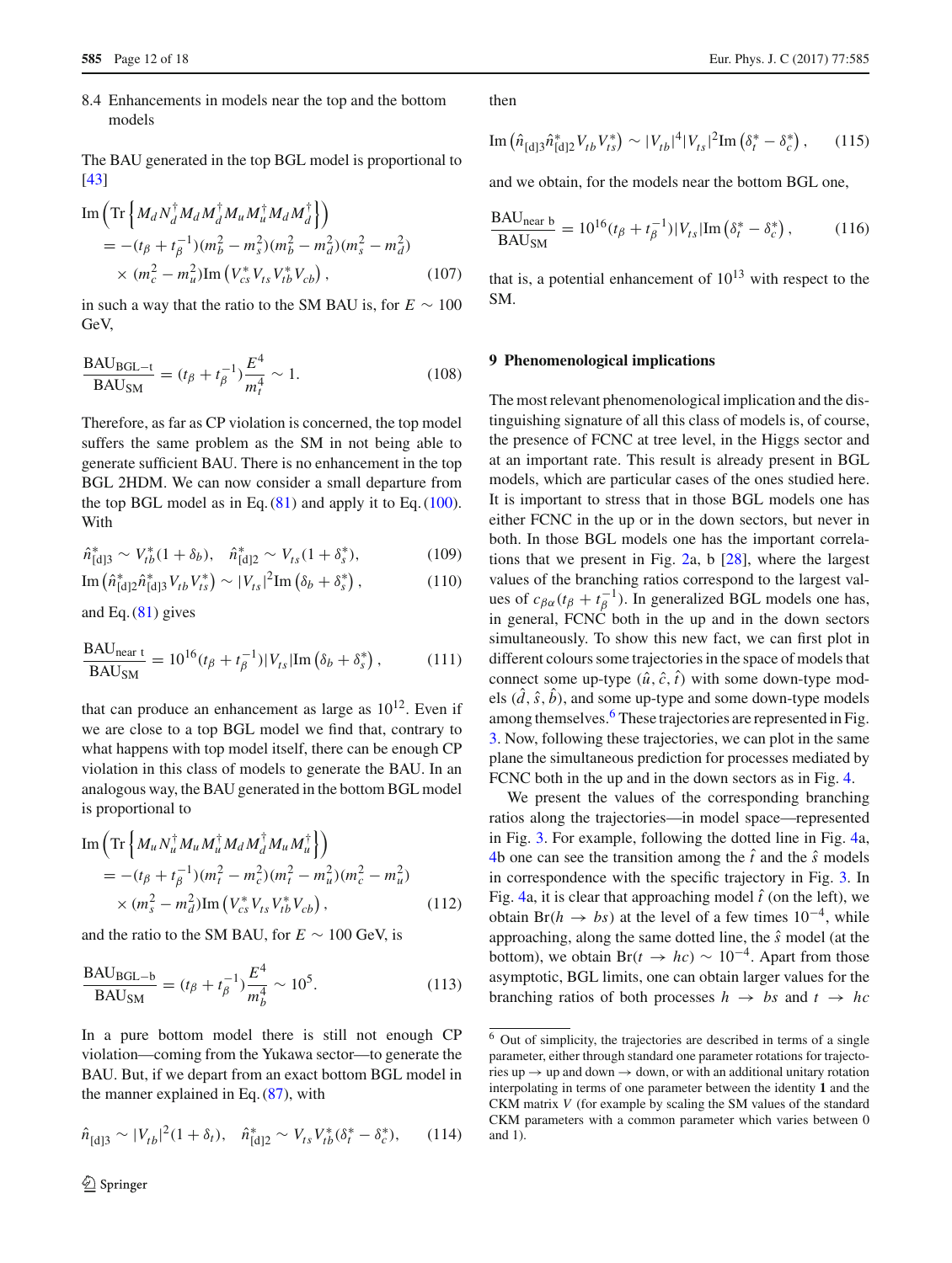### 8.4 Enhancements in models near the top and the bottom models

The BAU generated in the top BGL model is proportional to [43]

$$
\begin{aligned}
&\mathrm{Im}\left(\mathrm{Tr}\left\{M_d N_d^\dagger M_d M_d^\dagger M_u M_u^\dagger M_d M_d^\dagger\right\}\right) \\
&= -(t_\beta + t_\beta^{-1})(m_b^2 - m_s^2)(m_b^2 - m_d^2)(m_s^2 - m_d^2) \\
&\quad \times (m_c^2 - m_u^2)\mathrm{Im}\left(V_{cs}^* V_{ts} V_{tb}^* V_{cb}\right), \qquad (107)
\end{aligned}
$$

in such a way that the ratio to the SM BAU is, for $E \sim 100$ GeV,

$$
\frac{\mathrm{BAU_{BGL-t}}}{\mathrm{BAU_{SM}}} = (t_\beta + t_\beta^{-1})\frac{E^4}{m_t^4} \sim 1. \qquad (108)
$$

Therefore, as far as CP violation is concerned, the top model suffers the same problem as the SM in not being able to generate sufficient BAU. There is no enhancement in the top BGL 2HDM. We can now consider a small departure from the top BGL model as in Eq. (81) and apply it to Eq. (100). With

$$
\hat{n}_{[d]3}^* \sim V_{tb}^*(1 + \delta_b), \quad \hat{n}_{[d]2}^* \sim V_{ts}(1 + \delta_s^*), \qquad (109)
$$

$$
\mathrm{Im}\left(\hat{n}_{[d]2}^* \hat{n}_{[d]3}^* V_{tb} V_{ts}^*\right) \sim |V_{ts}|^2 \mathrm{Im}\left(\delta_b + \delta_s^*\right), \qquad (110)
$$

and Eq. (81) gives

$$
\frac{\mathrm{BAU_{near\ t}}}{\mathrm{BAU_{SM}}} = 10^{16}(t_\beta + t_\beta^{-1})|V_{ts}|\mathrm{Im}\left(\delta_b + \delta_s^*\right), \qquad (111)
$$

that can produce an enhancement as large as $10^{12}$. Even if we are close to a top BGL model we find that, contrary to what happens with top model itself, there can be enough CP violation in this class of models to generate the BAU. In an analogous way, the BAU generated in the bottom BGL model is proportional to

$$
\begin{aligned}
&\mathrm{Im}\left(\mathrm{Tr}\left\{M_u N_u^\dagger M_u M_u^\dagger M_d M_d^\dagger M_u M_u^\dagger\right\}\right) \\
&= -(t_\beta + t_\beta^{-1})(m_t^2 - m_c^2)(m_t^2 - m_u^2)(m_c^2 - m_u^2) \\
&\quad \times (m_s^2 - m_d^2)\mathrm{Im}\left(V_{cs}^* V_{ts} V_{tb}^* V_{cb}\right), \qquad (112)
\end{aligned}
$$

and the ratio to the SM BAU, for $E \sim 100$ GeV, is

$$
\frac{\mathrm{BAU_{BGL-b}}}{\mathrm{BAU_{SM}}} = (t_\beta + t_\beta^{-1})\frac{E^4}{m_b^4} \sim 10^5. \qquad (113)
$$

In a pure bottom model there is still not enough CP violation—coming from the Yukawa sector—to generate the BAU. But, if we depart from an exact bottom BGL model in the manner explained in Eq. (87), with

$$
\hat{n}_{[d]3} \sim |V_{tb}|^2(1 + \delta_t), \quad \hat{n}_{[d]2}^* \sim V_{ts} V_{tb}^*(\delta_t^* - \delta_c^*), \qquad (114)
$$

then

$$
\mathrm{Im}\left(\hat{n}_{[d]3}\hat{n}_{[d]2}^* V_{tb} V_{ts}^*\right) \sim |V_{tb}|^4 |V_{ts}|^2 \mathrm{Im}\left(\delta_t^* - \delta_c^*\right), \qquad (115)
$$

and we obtain, for the models near the bottom BGL one,

$$
\frac{\mathrm{BAU_{near\ b}}}{\mathrm{BAU_{SM}}} = 10^{16}(t_\beta + t_\beta^{-1})|V_{ts}|\mathrm{Im}\left(\delta_t^* - \delta_c^*\right), \qquad (116)
$$

that is, a potential enhancement of $10^{13}$ with respect to the SM.

## 9 Phenomenological implications

The most relevant phenomenological implication and the distinguishing signature of all this class of models is, of course, the presence of FCNC at tree level, in the Higgs sector and at an important rate. This result is already present in BGL models, which are particular cases of the ones studied here. It is important to stress that in those BGL models one has either FCNC in the up or in the down sectors, but never in both. In those BGL models one has the important correlations that we present in Fig. 2a, b [28], where the largest values of the branching ratios correspond to the largest values of $c_{\beta\alpha}(t_\beta + t_\beta^{-1})$. In generalized BGL models one has, in general, FCNC both in the up and in the down sectors simultaneously. To show this new fact, we can first plot in different colours some trajectories in the space of models that connect some up-type ($\hat{u}, \hat{c}, \hat{t}$) with some down-type models ($\hat{d}, \hat{s}, \hat{b}$), and some up-type and some down-type models among themselves.[6] These trajectories are represented in Fig. 3. Now, following these trajectories, we can plot in the same plane the simultaneous prediction for processes mediated by FCNC both in the up and in the down sectors as in Fig. 4.

We present the values of the corresponding branching ratios along the trajectories—in model space—represented in Fig. 3. For example, following the dotted line in Fig. 4a, 4b one can see the transition among the $\hat{t}$ and the $\hat{s}$ models in correspondence with the specific trajectory in Fig. 3. In Fig. 4a, it is clear that approaching model $\hat{t}$ (on the left), we obtain $\mathrm{Br}(h \to bs)$ at the level of a few times $10^{-4}$, while approaching, along the same dotted line, the $\hat{s}$ model (at the bottom), we obtain $\mathrm{Br}(t \to hc) \sim 10^{-4}$. Apart from those asymptotic, BGL limits, one can obtain larger values for the branching ratios of both processes $h \to bs$ and $t \to hc$

---

[6] Out of simplicity, the trajectories are described in terms of a single parameter, either through standard one parameter rotations for trajectories up → up and down → down, or with an additional unitary rotation interpolating in terms of one parameter between the identity **1** and the CKM matrix $V$ (for example by scaling the SM values of the standard CKM parameters with a common parameter which varies between 0 and 1).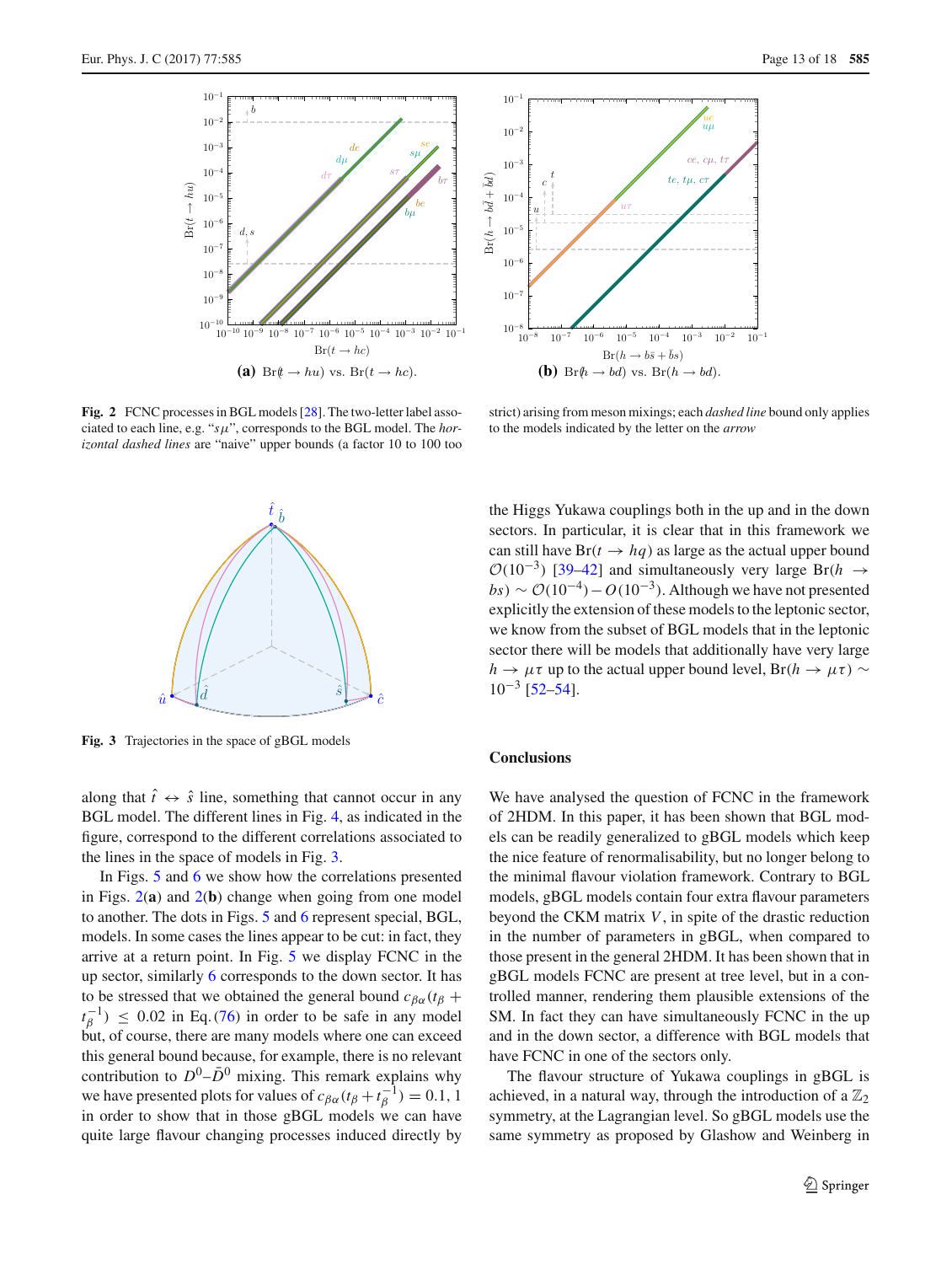**(a)** $\text{Br}(t \to hu)$ vs. $\text{Br}(t \to hc)$.

**(b)** $\text{Br}(h \to bd)$ vs. $\text{Br}(h \to bd)$.

**Fig. 2** FCNC processes in BGL models [28]. The two-letter label associated to each line, e.g. "$s\mu$", corresponds to the BGL model. The *horizontal dashed lines* are "naive" upper bounds (a factor 10 to 100 too strict) arising from meson mixings; each *dashed line* bound only applies to the models indicated by the letter on the *arrow*

**Fig. 3** Trajectories in the space of gBGL models

along that $\hat{t} \leftrightarrow \hat{s}$ line, something that cannot occur in any BGL model. The different lines in Fig. 4, as indicated in the figure, correspond to the different correlations associated to the lines in the space of models in Fig. 3.

In Figs. 5 and 6 we show how the correlations presented in Figs. 2(**a**) and 2(**b**) change when going from one model to another. The dots in Figs. 5 and 6 represent special, BGL, models. In some cases the lines appear to be cut: in fact, they arrive at a return point. In Fig. 5 we display FCNC in the up sector, similarly 6 corresponds to the down sector. It has to be stressed that we obtained the general bound $c_{\beta\alpha}(t_\beta + t_\beta^{-1}) \leq 0.02$ in Eq. (76) in order to be safe in any model but, of course, there are many models where one can exceed this general bound because, for example, there is no relevant contribution to $D^0$–$\bar{D}^0$ mixing. This remark explains why we have presented plots for values of $c_{\beta\alpha}(t_\beta + t_\beta^{-1}) = 0.1, 1$ in order to show that in those gBGL models we can have quite large flavour changing processes induced directly by the Higgs Yukawa couplings both in the up and in the down sectors. In particular, it is clear that in this framework we can still have $\text{Br}(t \to hq)$ as large as the actual upper bound $\mathcal{O}(10^{-3})$ [39–42] and simultaneously very large $\text{Br}(h \to bs) \sim \mathcal{O}(10^{-4}) - O(10^{-3})$. Although we have not presented explicitly the extension of these models to the leptonic sector, we know from the subset of BGL models that in the leptonic sector there will be models that additionally have very large $h \to \mu\tau$ up to the actual upper bound level, $\text{Br}(h \to \mu\tau) \sim 10^{-3}$ [52–54].

## Conclusions

We have analysed the question of FCNC in the framework of 2HDM. In this paper, it has been shown that BGL models can be readily generalized to gBGL models which keep the nice feature of renormalisability, but no longer belong to the minimal flavour violation framework. Contrary to BGL models, gBGL models contain four extra flavour parameters beyond the CKM matrix $V$, in spite of the drastic reduction in the number of parameters in gBGL, when compared to those present in the general 2HDM. It has been shown that in gBGL models FCNC are present at tree level, but in a controlled manner, rendering them plausible extensions of the SM. In fact they can have simultaneously FCNC in the up and in the down sector, a difference with BGL models that have FCNC in one of the sectors only.

The flavour structure of Yukawa couplings in gBGL is achieved, in a natural way, through the introduction of a $\mathbb{Z}_2$ symmetry, at the Lagrangian level. So gBGL models use the same symmetry as proposed by Glashow and Weinberg in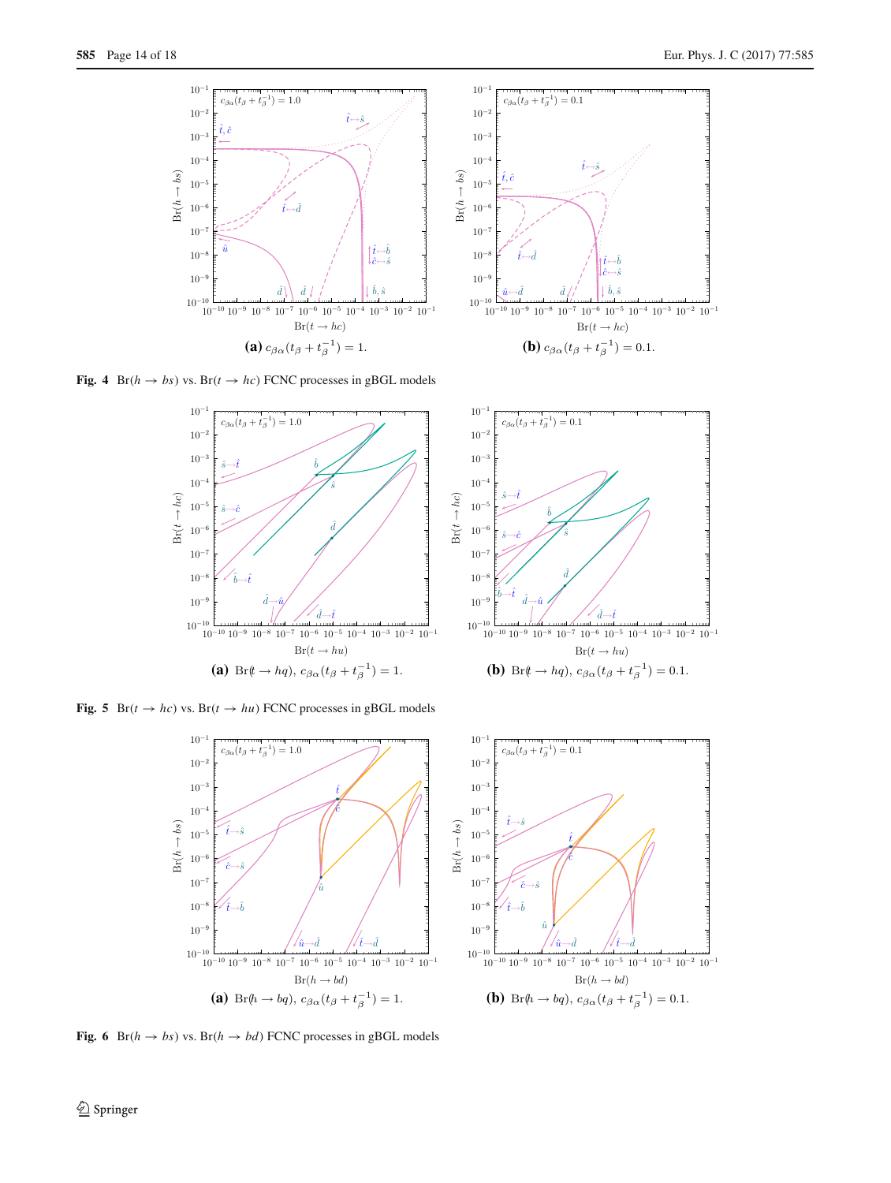**(a)** $c_{\beta\alpha}(t_\beta + t_\beta^{-1}) = 1$.

**(b)** $c_{\beta\alpha}(t_\beta + t_\beta^{-1}) = 0.1$.

**Fig. 4** $\mathrm{Br}(h \to bs)$ vs. $\mathrm{Br}(t \to hc)$ FCNC processes in gBGL models

**(a)** $\mathrm{Br}(t \to hq)$, $c_{\beta\alpha}(t_\beta + t_\beta^{-1}) = 1$.

**(b)** $\mathrm{Br}(t \to hq)$, $c_{\beta\alpha}(t_\beta + t_\beta^{-1}) = 0.1$.

**Fig. 5** $\mathrm{Br}(t \to hc)$ vs. $\mathrm{Br}(t \to hu)$ FCNC processes in gBGL models

**(a)** $\mathrm{Br}(h \to bq)$, $c_{\beta\alpha}(t_\beta + t_\beta^{-1}) = 1$.

**(b)** $\mathrm{Br}(h \to bq)$, $c_{\beta\alpha}(t_\beta + t_\beta^{-1}) = 0.1$.

**Fig. 6** $\mathrm{Br}(h \to bs)$ vs. $\mathrm{Br}(h \to bd)$ FCNC processes in gBGL models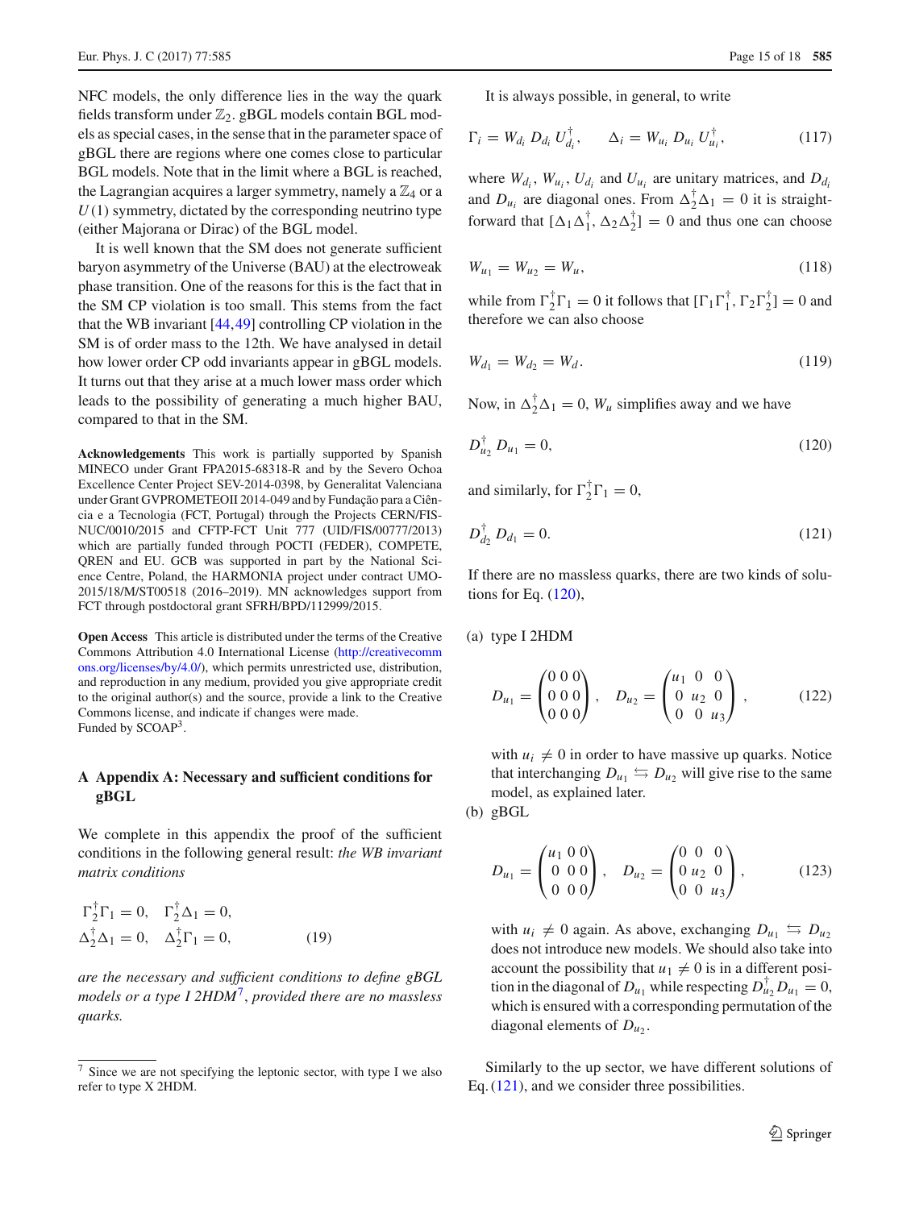NFC models, the only difference lies in the way the quark fields transform under $\mathbb{Z}_2$. gBGL models contain BGL models as special cases, in the sense that in the parameter space of gBGL there are regions where one comes close to particular BGL models. Note that in the limit where a BGL is reached, the Lagrangian acquires a larger symmetry, namely a $\mathbb{Z}_4$ or a $U(1)$ symmetry, dictated by the corresponding neutrino type (either Majorana or Dirac) of the BGL model.

It is well known that the SM does not generate sufficient baryon asymmetry of the Universe (BAU) at the electroweak phase transition. One of the reasons for this is the fact that in the SM CP violation is too small. This stems from the fact that the WB invariant [44,49] controlling CP violation in the SM is of order mass to the 12th. We have analysed in detail how lower order CP odd invariants appear in gBGL models. It turns out that they arise at a much lower mass order which leads to the possibility of generating a much higher BAU, compared to that in the SM.

**Acknowledgements** This work is partially supported by Spanish MINECO under Grant FPA2015-68318-R and by the Severo Ochoa Excellence Center Project SEV-2014-0398, by Generalitat Valenciana under Grant GVPROMETEOII 2014-049 and by Fundação para a Ciência e a Tecnologia (FCT, Portugal) through the Projects CERN/FIS-NUC/0010/2015 and CFTP-FCT Unit 777 (UID/FIS/00777/2013) which are partially funded through POCTI (FEDER), COMPETE, QREN and EU. GCB was supported in part by the National Science Centre, Poland, the HARMONIA project under contract UMO-2015/18/M/ST00518 (2016–2019). MN acknowledges support from FCT through postdoctoral grant SFRH/BPD/112999/2015.

**Open Access** This article is distributed under the terms of the Creative Commons Attribution 4.0 International License (http://creativecommons.org/licenses/by/4.0/), which permits unrestricted use, distribution, and reproduction in any medium, provided you give appropriate credit to the original author(s) and the source, provide a link to the Creative Commons license, and indicate if changes were made.
Funded by SCOAP[3].

## A Appendix A: Necessary and sufficient conditions for gBGL

We complete in this appendix the proof of the sufficient conditions in the following general result: *the WB invariant matrix conditions*

$$\Gamma_2^\dagger \Gamma_1 = 0, \quad \Gamma_2^\dagger \Delta_1 = 0, \\ \Delta_2^\dagger \Delta_1 = 0, \quad \Delta_2^\dagger \Gamma_1 = 0, \tag{19}$$

*are the necessary and sufficient conditions to define gBGL models or a type I 2HDM*[7], *provided there are no massless quarks.*

[7] Since we are not specifying the leptonic sector, with type I we also refer to type X 2HDM.

It is always possible, in general, to write

$$\Gamma_i = W_{d_i}\, D_{d_i}\, U_{d_i}^\dagger, \qquad \Delta_i = W_{u_i}\, D_{u_i}\, U_{u_i}^\dagger, \tag{117}$$

where $W_{d_i}$, $W_{u_i}$, $U_{d_i}$ and $U_{u_i}$ are unitary matrices, and $D_{d_i}$ and $D_{u_i}$ are diagonal ones. From $\Delta_2^\dagger \Delta_1 = 0$ it is straightforward that $[\Delta_1 \Delta_1^\dagger, \Delta_2 \Delta_2^\dagger] = 0$ and thus one can choose

$$W_{u_1} = W_{u_2} = W_u, \tag{118}$$

while from $\Gamma_2^\dagger \Gamma_1 = 0$ it follows that $[\Gamma_1 \Gamma_1^\dagger, \Gamma_2 \Gamma_2^\dagger] = 0$ and therefore we can also choose

$$W_{d_1} = W_{d_2} = W_d. \tag{119}$$

Now, in $\Delta_2^\dagger \Delta_1 = 0$, $W_u$ simplifies away and we have

$$D_{u_2}^\dagger\, D_{u_1} = 0, \tag{120}$$

and similarly, for $\Gamma_2^\dagger \Gamma_1 = 0$,

$$D_{d_2}^\dagger\, D_{d_1} = 0. \tag{121}$$

If there are no massless quarks, there are two kinds of solutions for Eq. (120),

(a) type I 2HDM

$$D_{u_1} = \begin{pmatrix} 0 & 0 & 0 \\ 0 & 0 & 0 \\ 0 & 0 & 0 \end{pmatrix}, \quad D_{u_2} = \begin{pmatrix} u_1 & 0 & 0 \\ 0 & u_2 & 0 \\ 0 & 0 & u_3 \end{pmatrix}, \tag{122}$$

with $u_i \neq 0$ in order to have massive up quarks. Notice that interchanging $D_{u_1} \leftrightarrows D_{u_2}$ will give rise to the same model, as explained later.

(b) gBGL

$$D_{u_1} = \begin{pmatrix} u_1 & 0 & 0 \\ 0 & 0 & 0 \\ 0 & 0 & 0 \end{pmatrix}, \quad D_{u_2} = \begin{pmatrix} 0 & 0 & 0 \\ 0 & u_2 & 0 \\ 0 & 0 & u_3 \end{pmatrix}, \tag{123}$$

with $u_i \neq 0$ again. As above, exchanging $D_{u_1} \leftrightarrows D_{u_2}$ does not introduce new models. We should also take into account the possibility that $u_1 \neq 0$ is in a different position in the diagonal of $D_{u_1}$ while respecting $D_{u_2}^\dagger D_{u_1} = 0$, which is ensured with a corresponding permutation of the diagonal elements of $D_{u_2}$.

Similarly to the up sector, we have different solutions of Eq. (121), and we consider three possibilities.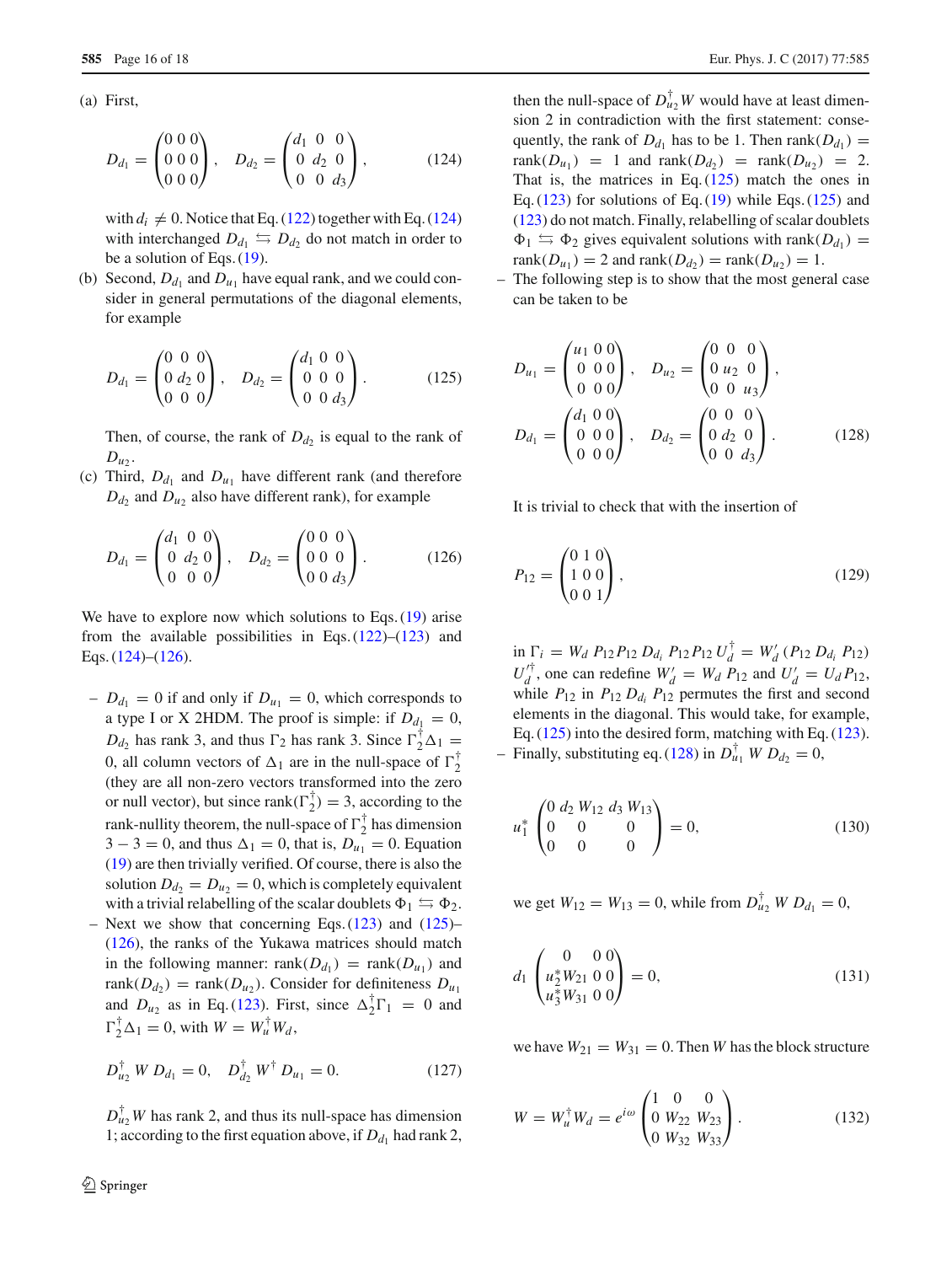(a) First,

$$D_{d_1} = \begin{pmatrix} 0 & 0 & 0 \\ 0 & 0 & 0 \\ 0 & 0 & 0 \end{pmatrix}, \quad D_{d_2} = \begin{pmatrix} d_1 & 0 & 0 \\ 0 & d_2 & 0 \\ 0 & 0 & d_3 \end{pmatrix}, \tag{124}$$

with $d_i \neq 0$. Notice that Eq. (122) together with Eq. (124) with interchanged $D_{d_1} \leftrightarrows D_{d_2}$ do not match in order to be a solution of Eqs. (19).

(b) Second, $D_{d_1}$ and $D_{u_1}$ have equal rank, and we could consider in general permutations of the diagonal elements, for example

$$D_{d_1} = \begin{pmatrix} 0 & 0 & 0 \\ 0 & d_2 & 0 \\ 0 & 0 & 0 \end{pmatrix}, \quad D_{d_2} = \begin{pmatrix} d_1 & 0 & 0 \\ 0 & 0 & 0 \\ 0 & 0 & d_3 \end{pmatrix}. \tag{125}$$

Then, of course, the rank of $D_{d_2}$ is equal to the rank of $D_{u_2}$.

(c) Third, $D_{d_1}$ and $D_{u_1}$ have different rank (and therefore $D_{d_2}$ and $D_{u_2}$ also have different rank), for example

$$D_{d_1} = \begin{pmatrix} d_1 & 0 & 0 \\ 0 & d_2 & 0 \\ 0 & 0 & 0 \end{pmatrix}, \quad D_{d_2} = \begin{pmatrix} 0 & 0 & 0 \\ 0 & 0 & 0 \\ 0 & 0 & d_3 \end{pmatrix}. \tag{126}$$

We have to explore now which solutions to Eqs. (19) arise from the available possibilities in Eqs. (122)–(123) and Eqs. (124)–(126).

- $D_{d_1} = 0$ if and only if $D_{u_1} = 0$, which corresponds to a type I or X 2HDM. The proof is simple: if $D_{d_1} = 0$, $D_{d_2}$ has rank 3, and thus $\Gamma_2$ has rank 3. Since $\Gamma_2^\dagger \Delta_1 = 0$, all column vectors of $\Delta_1$ are in the null-space of $\Gamma_2^\dagger$ (they are all non-zero vectors transformed into the zero or null vector), but since $\text{rank}(\Gamma_2^\dagger) = 3$, according to the rank-nullity theorem, the null-space of $\Gamma_2^\dagger$ has dimension $3 - 3 = 0$, and thus $\Delta_1 = 0$, that is, $D_{u_1} = 0$. Equation (19) are then trivially verified. Of course, there is also the solution $D_{d_2} = D_{u_2} = 0$, which is completely equivalent with a trivial relabelling of the scalar doublets $\Phi_1 \leftrightarrows \Phi_2$.
- Next we show that concerning Eqs. (123) and (125)–(126), the ranks of the Yukawa matrices should match in the following manner: $\text{rank}(D_{d_1}) = \text{rank}(D_{u_1})$ and $\text{rank}(D_{d_2}) = \text{rank}(D_{u_2})$. Consider for definiteness $D_{u_1}$ and $D_{u_2}$ as in Eq. (123). First, since $\Delta_2^\dagger \Gamma_1 = 0$ and $\Gamma_2^\dagger \Delta_1 = 0$, with $W = W_u^\dagger W_d$,

$$D_{u_2}^\dagger\, W\, D_{d_1} = 0, \quad D_{d_2}^\dagger\, W^\dagger\, D_{u_1} = 0. \tag{127}$$

$D_{u_2}^\dagger W$ has rank 2, and thus its null-space has dimension 1; according to the first equation above, if $D_{d_1}$ had rank 2, then the null-space of $D_{u_2}^\dagger W$ would have at least dimension 2 in contradiction with the first statement: consequently, the rank of $D_{d_1}$ has to be 1. Then $\text{rank}(D_{d_1}) = \text{rank}(D_{u_1}) = 1$ and $\text{rank}(D_{d_2}) = \text{rank}(D_{u_2}) = 2$. That is, the matrices in Eq. (125) match the ones in Eq. (123) for solutions of Eq. (19) while Eqs. (125) and (123) do not match. Finally, relabelling of scalar doublets $\Phi_1 \leftrightarrows \Phi_2$ gives equivalent solutions with $\text{rank}(D_{d_1}) = \text{rank}(D_{u_1}) = 2$ and $\text{rank}(D_{d_2}) = \text{rank}(D_{u_2}) = 1$.
- The following step is to show that the most general case can be taken to be

$$D_{u_1} = \begin{pmatrix} u_1 & 0 & 0 \\ 0 & 0 & 0 \\ 0 & 0 & 0 \end{pmatrix}, \quad D_{u_2} = \begin{pmatrix} 0 & 0 & 0 \\ 0 & u_2 & 0 \\ 0 & 0 & u_3 \end{pmatrix},$$
$$D_{d_1} = \begin{pmatrix} d_1 & 0 & 0 \\ 0 & 0 & 0 \\ 0 & 0 & 0 \end{pmatrix}, \quad D_{d_2} = \begin{pmatrix} 0 & 0 & 0 \\ 0 & d_2 & 0 \\ 0 & 0 & d_3 \end{pmatrix}. \tag{128}$$

It is trivial to check that with the insertion of

$$P_{12} = \begin{pmatrix} 0 & 1 & 0 \\ 1 & 0 & 0 \\ 0 & 0 & 1 \end{pmatrix}, \tag{129}$$

in $\Gamma_i = W_d\, P_{12} P_{12}\, D_{d_i}\, P_{12} P_{12}\, U_d^\dagger = W_d' \,(P_{12}\, D_{d_i}\, P_{12})\, U_d'^\dagger$, one can redefine $W_d' = W_d\, P_{12}$ and $U_d' = U_d P_{12}$, while $P_{12}$ in $P_{12}\, D_{d_i}\, P_{12}$ permutes the first and second elements in the diagonal. This would take, for example, Eq. (125) into the desired form, matching with Eq. (123).
- Finally, substituting eq. (128) in $D_{u_1}^\dagger\, W\, D_{d_2} = 0$,

$$u_1^* \begin{pmatrix} 0 & d_2\, W_{12} & d_3\, W_{13} \\ 0 & 0 & 0 \\ 0 & 0 & 0 \end{pmatrix} = 0, \tag{130}$$

we get $W_{12} = W_{13} = 0$, while from $D_{u_2}^\dagger\, W\, D_{d_1} = 0$,

$$d_1 \begin{pmatrix} 0 & 0 & 0 \\ u_2^* W_{21} & 0 & 0 \\ u_3^* W_{31} & 0 & 0 \end{pmatrix} = 0, \tag{131}$$

we have $W_{21} = W_{31} = 0$. Then $W$ has the block structure

$$W = W_u^\dagger W_d = e^{i\omega} \begin{pmatrix} 1 & 0 & 0 \\ 0 & W_{22} & W_{23} \\ 0 & W_{32} & W_{33} \end{pmatrix}. \tag{132}$$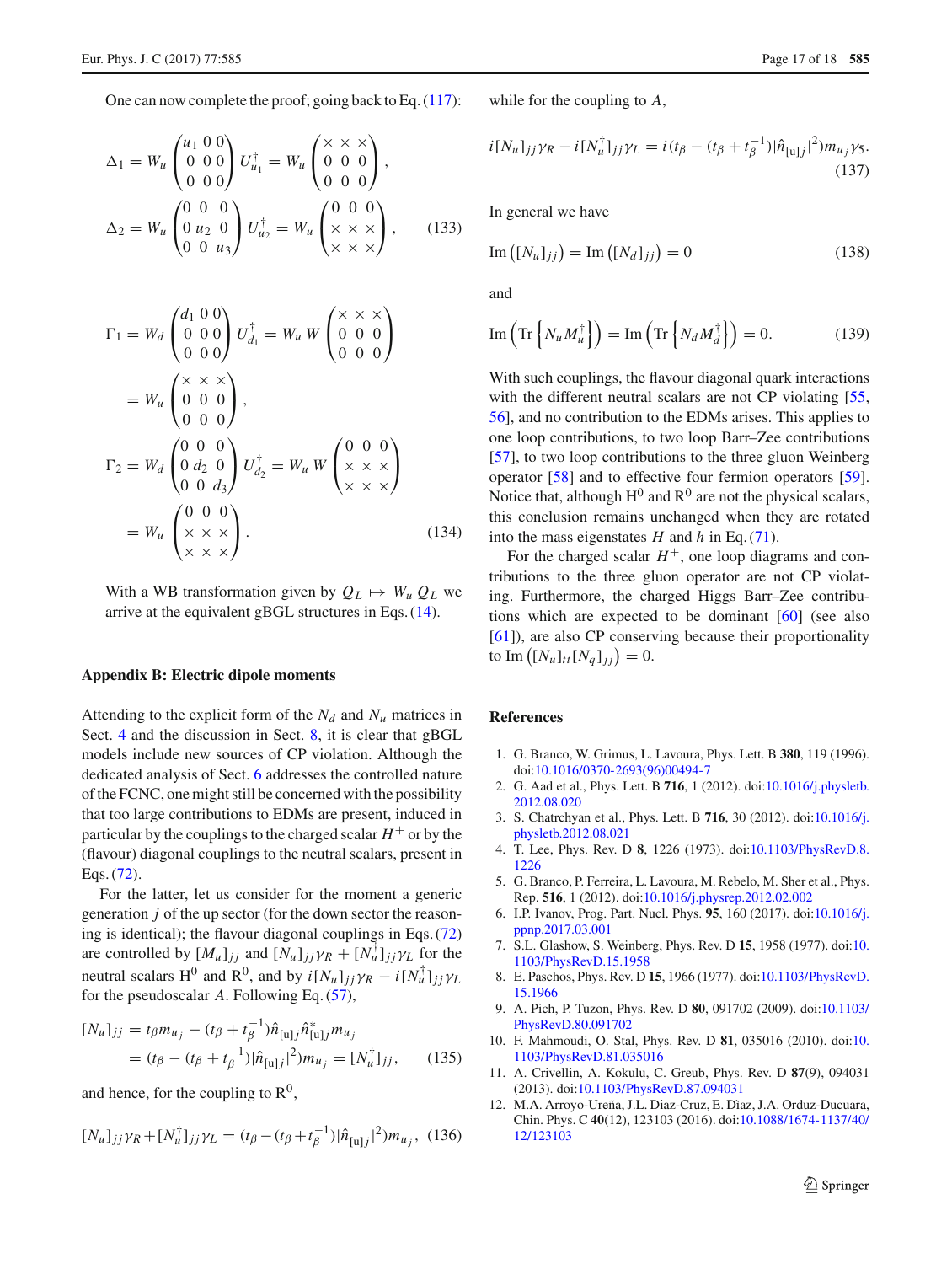One can now complete the proof; going back to Eq. (117):

$$\Delta_1 = W_u \begin{pmatrix} u_1 & 0 & 0 \\ 0 & 0 & 0 \\ 0 & 0 & 0 \end{pmatrix} U^\dagger_{u_1} = W_u \begin{pmatrix} \times & \times & \times \\ 0 & 0 & 0 \\ 0 & 0 & 0 \end{pmatrix},$$

$$\Delta_2 = W_u \begin{pmatrix} 0 & 0 & 0 \\ 0 & u_2 & 0 \\ 0 & 0 & u_3 \end{pmatrix} U^\dagger_{u_2} = W_u \begin{pmatrix} 0 & 0 & 0 \\ \times & \times & \times \\ \times & \times & \times \end{pmatrix}, \tag{133}$$

$$\Gamma_1 = W_d \begin{pmatrix} d_1 & 0 & 0 \\ 0 & 0 & 0 \\ 0 & 0 & 0 \end{pmatrix} U^\dagger_{d_1} = W_u\, W \begin{pmatrix} \times & \times & \times \\ 0 & 0 & 0 \\ 0 & 0 & 0 \end{pmatrix}$$

$$= W_u \begin{pmatrix} \times & \times & \times \\ 0 & 0 & 0 \\ 0 & 0 & 0 \end{pmatrix},$$

$$\Gamma_2 = W_d \begin{pmatrix} 0 & 0 & 0 \\ 0 & d_2 & 0 \\ 0 & 0 & d_3 \end{pmatrix} U^\dagger_{d_2} = W_u\, W \begin{pmatrix} 0 & 0 & 0 \\ \times & \times & \times \\ \times & \times & \times \end{pmatrix}$$

$$= W_u \begin{pmatrix} 0 & 0 & 0 \\ \times & \times & \times \\ \times & \times & \times \end{pmatrix}. \tag{134}$$

With a WB transformation given by $Q_L \mapsto W_u\, Q_L$ we arrive at the equivalent gBGL structures in Eqs. (14).

## Appendix B: Electric dipole moments

Attending to the explicit form of the $N_d$ and $N_u$ matrices in Sect. 4 and the discussion in Sect. 8, it is clear that gBGL models include new sources of CP violation. Although the dedicated analysis of Sect. 6 addresses the controlled nature of the FCNC, one might still be concerned with the possibility that too large contributions to EDMs are present, induced in particular by the couplings to the charged scalar $H^+$ or by the (flavour) diagonal couplings to the neutral scalars, present in Eqs. (72).

For the latter, let us consider for the moment a generic generation $j$ of the up sector (for the down sector the reasoning is identical); the flavour diagonal couplings in Eqs. (72) are controlled by $[M_u]_{jj}$ and $[N_u]_{jj}\gamma_R + [N_u^\dagger]_{jj}\gamma_L$ for the neutral scalars $\mathrm{H}^0$ and $\mathrm{R}^0$, and by $i[N_u]_{jj}\gamma_R - i[N_u^\dagger]_{jj}\gamma_L$ for the pseudoscalar $A$. Following Eq. (57),

$$\begin{aligned}[N_u]_{jj} &= t_\beta m_{u_j} - (t_\beta + t_\beta^{-1})\hat{n}_{[\mathrm{u}]j}\hat{n}^*_{[\mathrm{u}]j} m_{u_j} \\ &= (t_\beta - (t_\beta + t_\beta^{-1})|\hat{n}_{[\mathrm{u}]j}|^2) m_{u_j} = [N_u^\dagger]_{jj},\end{aligned} \tag{135}$$

and hence, for the coupling to $\mathrm{R}^0$,

$$[N_u]_{jj}\gamma_R + [N_u^\dagger]_{jj}\gamma_L = (t_\beta - (t_\beta + t_\beta^{-1})|\hat{n}_{[\mathrm{u}]j}|^2) m_{u_j}, \tag{136}$$

while for the coupling to $A$,

$$i[N_u]_{jj}\gamma_R - i[N_u^\dagger]_{jj}\gamma_L = i(t_\beta - (t_\beta + t_\beta^{-1})|\hat{n}_{[\mathrm{u}]j}|^2) m_{u_j}\gamma_5. \tag{137}$$

In general we have

$$\mathrm{Im}\left([N_u]_{jj}\right) = \mathrm{Im}\left([N_d]_{jj}\right) = 0 \tag{138}$$

and

$$\mathrm{Im}\left(\mathrm{Tr}\left\{N_u M_u^\dagger\right\}\right) = \mathrm{Im}\left(\mathrm{Tr}\left\{N_d M_d^\dagger\right\}\right) = 0. \tag{139}$$

With such couplings, the flavour diagonal quark interactions with the different neutral scalars are not CP violating [55, 56], and no contribution to the EDMs arises. This applies to one loop contributions, to two loop Barr–Zee contributions [57], to two loop contributions to the three gluon Weinberg operator [58] and to effective four fermion operators [59]. Notice that, although $\mathrm{H}^0$ and $\mathrm{R}^0$ are not the physical scalars, this conclusion remains unchanged when they are rotated into the mass eigenstates $H$ and $h$ in Eq. (71).

For the charged scalar $H^+$, one loop diagrams and contributions to the three gluon operator are not CP violating. Furthermore, the charged Higgs Barr–Zee contributions which are expected to be dominant [60] (see also [61]), are also CP conserving because their proportionality to $\mathrm{Im}\left([N_u]_{tt}[N_q]_{jj}\right) = 0$.

## References

1. G. Branco, W. Grimus, L. Lavoura, Phys. Lett. B **380**, 119 (1996). doi:10.1016/0370-2693(96)00494-7
2. G. Aad et al., Phys. Lett. B **716**, 1 (2012). doi:10.1016/j.physletb.2012.08.020
3. S. Chatrchyan et al., Phys. Lett. B **716**, 30 (2012). doi:10.1016/j.physletb.2012.08.021
4. T. Lee, Phys. Rev. D **8**, 1226 (1973). doi:10.1103/PhysRevD.8.1226
5. G. Branco, P. Ferreira, L. Lavoura, M. Rebelo, M. Sher et al., Phys. Rep. **516**, 1 (2012). doi:10.1016/j.physrep.2012.02.002
6. I.P. Ivanov, Prog. Part. Nucl. Phys. **95**, 160 (2017). doi:10.1016/j.ppnp.2017.03.001
7. S.L. Glashow, S. Weinberg, Phys. Rev. D **15**, 1958 (1977). doi:10.1103/PhysRevD.15.1958
8. E. Paschos, Phys. Rev. D **15**, 1966 (1977). doi:10.1103/PhysRevD.15.1966
9. A. Pich, P. Tuzon, Phys. Rev. D **80**, 091702 (2009). doi:10.1103/PhysRevD.80.091702
10. F. Mahmoudi, O. Stal, Phys. Rev. D **81**, 035016 (2010). doi:10.1103/PhysRevD.81.035016
11. A. Crivellin, A. Kokulu, C. Greub, Phys. Rev. D **87**(9), 094031 (2013). doi:10.1103/PhysRevD.87.094031
12. M.A. Arroyo-Ureña, J.L. Diaz-Cruz, E. Dìaz, J.A. Orduz-Ducuara, Chin. Phys. C **40**(12), 123103 (2016). doi:10.1088/1674-1137/40/12/123103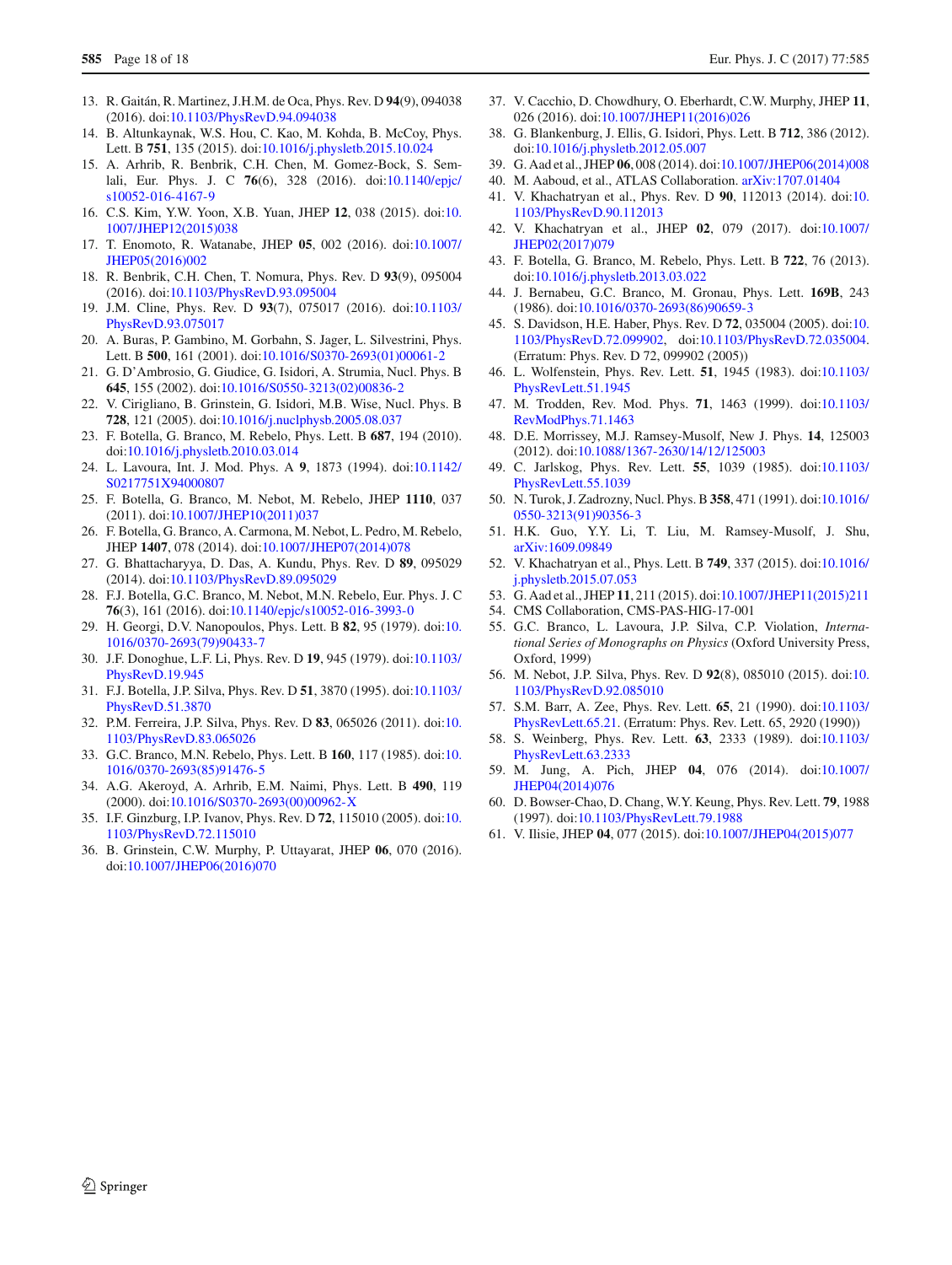13. R. Gaitán, R. Martinez, J.H.M. de Oca, Phys. Rev. D **94**(9), 094038 (2016). doi:10.1103/PhysRevD.94.094038
14. B. Altunkaynak, W.S. Hou, C. Kao, M. Kohda, B. McCoy, Phys. Lett. B **751**, 135 (2015). doi:10.1016/j.physletb.2015.10.024
15. A. Arhrib, R. Benbrik, C.H. Chen, M. Gomez-Bock, S. Semlali, Eur. Phys. J. C **76**(6), 328 (2016). doi:10.1140/epjc/s10052-016-4167-9
16. C.S. Kim, Y.W. Yoon, X.B. Yuan, JHEP **12**, 038 (2015). doi:10.1007/JHEP12(2015)038
17. T. Enomoto, R. Watanabe, JHEP **05**, 002 (2016). doi:10.1007/JHEP05(2016)002
18. R. Benbrik, C.H. Chen, T. Nomura, Phys. Rev. D **93**(9), 095004 (2016). doi:10.1103/PhysRevD.93.095004
19. J.M. Cline, Phys. Rev. D **93**(7), 075017 (2016). doi:10.1103/PhysRevD.93.075017
20. A. Buras, P. Gambino, M. Gorbahn, S. Jager, L. Silvestrini, Phys. Lett. B **500**, 161 (2001). doi:10.1016/S0370-2693(01)00061-2
21. G. D'Ambrosio, G. Giudice, G. Isidori, A. Strumia, Nucl. Phys. B **645**, 155 (2002). doi:10.1016/S0550-3213(02)00836-2
22. V. Cirigliano, B. Grinstein, G. Isidori, M.B. Wise, Nucl. Phys. B **728**, 121 (2005). doi:10.1016/j.nuclphysb.2005.08.037
23. F. Botella, G. Branco, M. Rebelo, Phys. Lett. B **687**, 194 (2010). doi:10.1016/j.physletb.2010.03.014
24. L. Lavoura, Int. J. Mod. Phys. A **9**, 1873 (1994). doi:10.1142/S0217751X94000807
25. F. Botella, G. Branco, M. Nebot, M. Rebelo, JHEP **1110**, 037 (2011). doi:10.1007/JHEP10(2011)037
26. F. Botella, G. Branco, A. Carmona, M. Nebot, L. Pedro, M. Rebelo, JHEP **1407**, 078 (2014). doi:10.1007/JHEP07(2014)078
27. G. Bhattacharyya, D. Das, A. Kundu, Phys. Rev. D **89**, 095029 (2014). doi:10.1103/PhysRevD.89.095029
28. F.J. Botella, G.C. Branco, M. Nebot, M.N. Rebelo, Eur. Phys. J. C **76**(3), 161 (2016). doi:10.1140/epjc/s10052-016-3993-0
29. H. Georgi, D.V. Nanopoulos, Phys. Lett. B **82**, 95 (1979). doi:10.1016/0370-2693(79)90433-7
30. J.F. Donoghue, L.F. Li, Phys. Rev. D **19**, 945 (1979). doi:10.1103/PhysRevD.19.945
31. F.J. Botella, J.P. Silva, Phys. Rev. D **51**, 3870 (1995). doi:10.1103/PhysRevD.51.3870
32. P.M. Ferreira, J.P. Silva, Phys. Rev. D **83**, 065026 (2011). doi:10.1103/PhysRevD.83.065026
33. G.C. Branco, M.N. Rebelo, Phys. Lett. B **160**, 117 (1985). doi:10.1016/0370-2693(85)91476-5
34. A.G. Akeroyd, A. Arhrib, E.M. Naimi, Phys. Lett. B **490**, 119 (2000). doi:10.1016/S0370-2693(00)00962-X
35. I.F. Ginzburg, I.P. Ivanov, Phys. Rev. D **72**, 115010 (2005). doi:10.1103/PhysRevD.72.115010
36. B. Grinstein, C.W. Murphy, P. Uttayarat, JHEP **06**, 070 (2016). doi:10.1007/JHEP06(2016)070
37. V. Cacchio, D. Chowdhury, O. Eberhardt, C.W. Murphy, JHEP **11**, 026 (2016). doi:10.1007/JHEP11(2016)026
38. G. Blankenburg, J. Ellis, G. Isidori, Phys. Lett. B **712**, 386 (2012). doi:10.1016/j.physletb.2012.05.007
39. G. Aad et al., JHEP **06**, 008 (2014). doi:10.1007/JHEP06(2014)008
40. M. Aaboud, et al., ATLAS Collaboration. arXiv:1707.01404
41. V. Khachatryan et al., Phys. Rev. D **90**, 112013 (2014). doi:10.1103/PhysRevD.90.112013
42. V. Khachatryan et al., JHEP **02**, 079 (2017). doi:10.1007/JHEP02(2017)079
43. F. Botella, G. Branco, M. Rebelo, Phys. Lett. B **722**, 76 (2013). doi:10.1016/j.physletb.2013.03.022
44. J. Bernabeu, G.C. Branco, M. Gronau, Phys. Lett. **169B**, 243 (1986). doi:10.1016/0370-2693(86)90659-3
45. S. Davidson, H.E. Haber, Phys. Rev. D **72**, 035004 (2005). doi:10.1103/PhysRevD.72.099902, doi:10.1103/PhysRevD.72.035004. (Erratum: Phys. Rev. D 72, 099902 (2005))
46. L. Wolfenstein, Phys. Rev. Lett. **51**, 1945 (1983). doi:10.1103/PhysRevLett.51.1945
47. M. Trodden, Rev. Mod. Phys. **71**, 1463 (1999). doi:10.1103/RevModPhys.71.1463
48. D.E. Morrissey, M.J. Ramsey-Musolf, New J. Phys. **14**, 125003 (2012). doi:10.1088/1367-2630/14/12/125003
49. C. Jarlskog, Phys. Rev. Lett. **55**, 1039 (1985). doi:10.1103/PhysRevLett.55.1039
50. N. Turok, J. Zadrozny, Nucl. Phys. B **358**, 471 (1991). doi:10.1016/0550-3213(91)90356-3
51. H.K. Guo, Y.Y. Li, T. Liu, M. Ramsey-Musolf, J. Shu, arXiv:1609.09849
52. V. Khachatryan et al., Phys. Lett. B **749**, 337 (2015). doi:10.1016/j.physletb.2015.07.053
53. G. Aad et al., JHEP **11**, 211 (2015). doi:10.1007/JHEP11(2015)211
54. CMS Collaboration, CMS-PAS-HIG-17-001
55. G.C. Branco, L. Lavoura, J.P. Silva, C.P. Violation, *International Series of Monographs on Physics* (Oxford University Press, Oxford, 1999)
56. M. Nebot, J.P. Silva, Phys. Rev. D **92**(8), 085010 (2015). doi:10.1103/PhysRevD.92.085010
57. S.M. Barr, A. Zee, Phys. Rev. Lett. **65**, 21 (1990). doi:10.1103/PhysRevLett.65.21. (Erratum: Phys. Rev. Lett. 65, 2920 (1990))
58. S. Weinberg, Phys. Rev. Lett. **63**, 2333 (1989). doi:10.1103/PhysRevLett.63.2333
59. M. Jung, A. Pich, JHEP **04**, 076 (2014). doi:10.1007/JHEP04(2014)076
60. D. Bowser-Chao, D. Chang, W.Y. Keung, Phys. Rev. Lett. **79**, 1988 (1997). doi:10.1103/PhysRevLett.79.1988
61. V. Ilisie, JHEP **04**, 077 (2015). doi:10.1007/JHEP04(2015)077